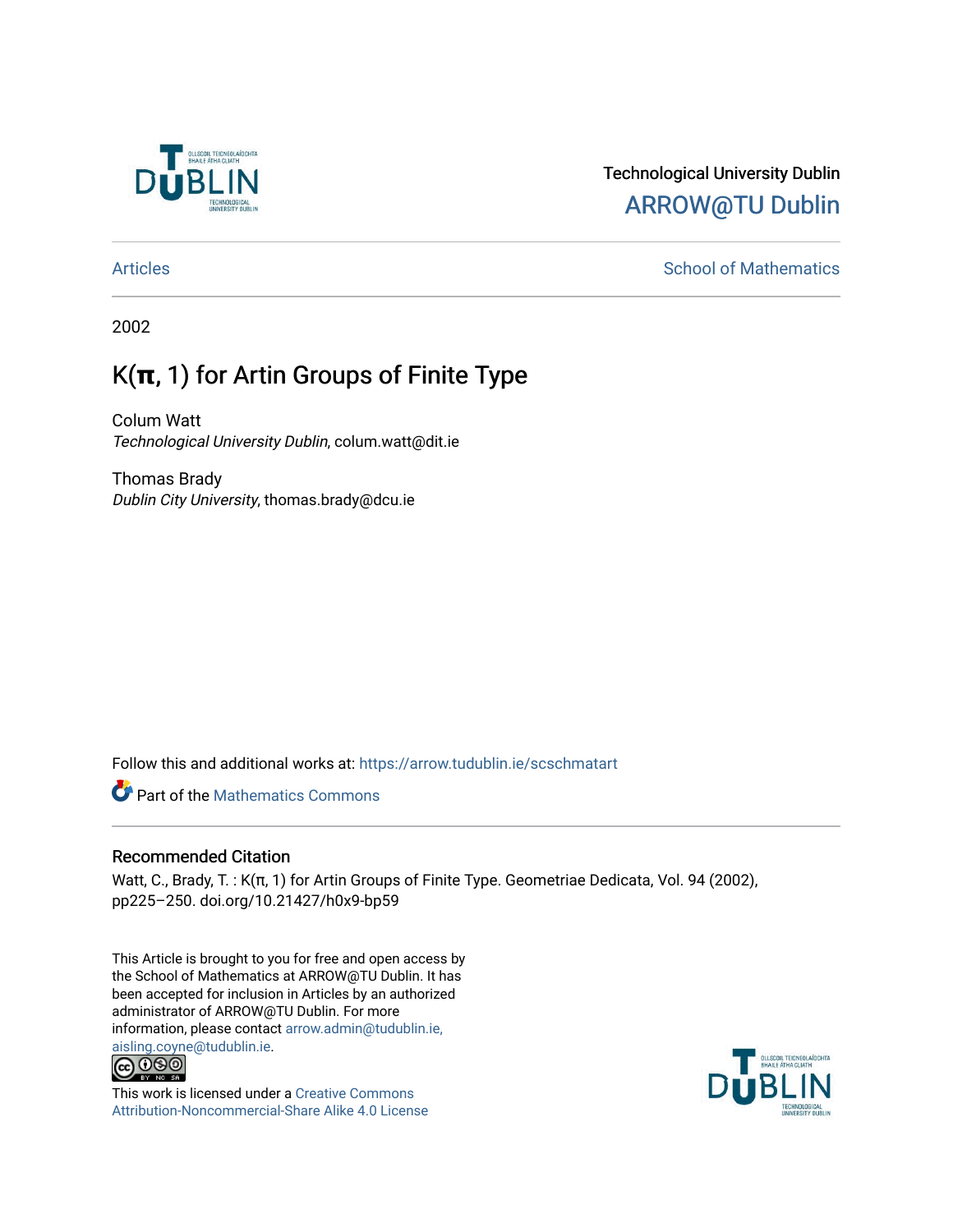Technological University Dublin

ARROW@TU Dublin

Articles

School of Mathematics

2002

# K(π, 1) for Artin Groups of Finite Type

Colum Watt
*Technological University Dublin*, colum.watt@dit.ie

Thomas Brady
*Dublin City University*, thomas.brady@dcu.ie

Follow this and additional works at: https://arrow.tudublin.ie/scschmatart

Part of the Mathematics Commons

## Recommended Citation

Watt, C., Brady, T. : K(π, 1) for Artin Groups of Finite Type. Geometriae Dedicata, Vol. 94 (2002), pp225–250. doi.org/10.21427/h0x9-bp59

This Article is brought to you for free and open access by the School of Mathematics at ARROW@TU Dublin. It has been accepted for inclusion in Articles by an authorized administrator of ARROW@TU Dublin. For more information, please contact arrow.admin@tudublin.ie, aisling.coyne@tudublin.ie.

This work is licensed under a Creative Commons Attribution-Noncommercial-Share Alike 4.0 License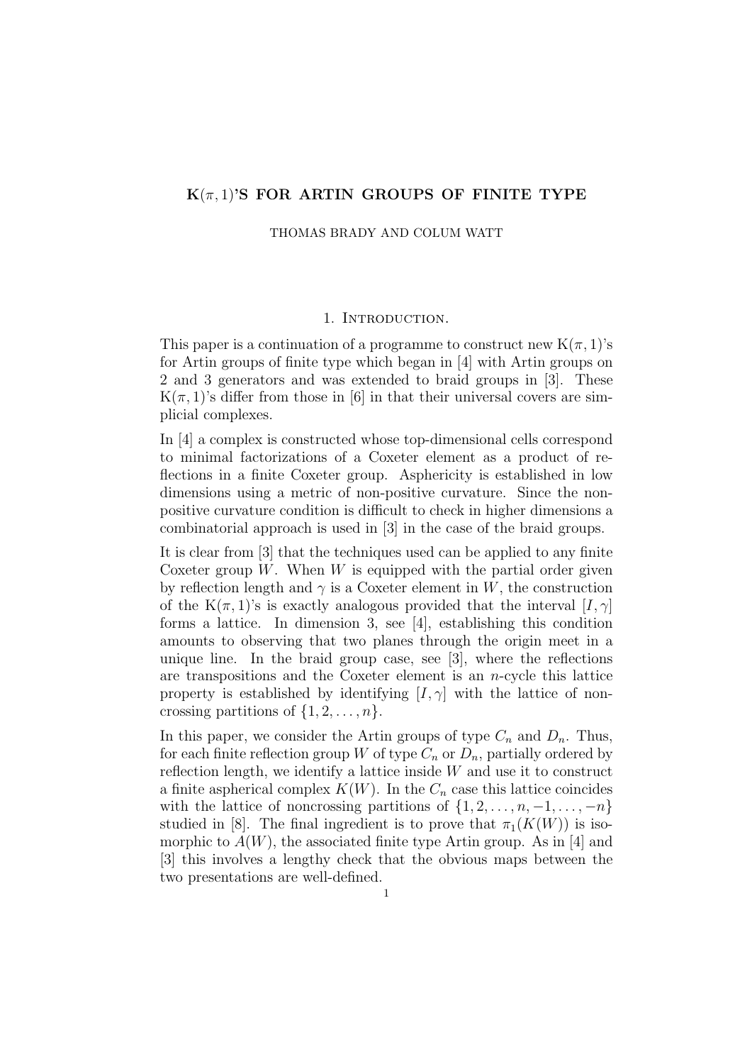# K$(\pi, 1)$'S FOR ARTIN GROUPS OF FINITE TYPE

THOMAS BRADY AND COLUM WATT

## 1. Introduction.

This paper is a continuation of a programme to construct new K$(\pi, 1)$'s for Artin groups of finite type which began in [4] with Artin groups on 2 and 3 generators and was extended to braid groups in [3]. These K$(\pi, 1)$'s differ from those in [6] in that their universal covers are simplicial complexes.

In [4] a complex is constructed whose top-dimensional cells correspond to minimal factorizations of a Coxeter element as a product of reflections in a finite Coxeter group. Asphericity is established in low dimensions using a metric of non-positive curvature. Since the non-positive curvature condition is difficult to check in higher dimensions a combinatorial approach is used in [3] in the case of the braid groups.

It is clear from [3] that the techniques used can be applied to any finite Coxeter group $W$. When $W$ is equipped with the partial order given by reflection length and $\gamma$ is a Coxeter element in $W$, the construction of the K$(\pi, 1)$'s is exactly analogous provided that the interval $[I, \gamma]$ forms a lattice. In dimension 3, see [4], establishing this condition amounts to observing that two planes through the origin meet in a unique line. In the braid group case, see [3], where the reflections are transpositions and the Coxeter element is an $n$-cycle this lattice property is established by identifying $[I, \gamma]$ with the lattice of non-crossing partitions of $\{1, 2, \ldots, n\}$.

In this paper, we consider the Artin groups of type $C_n$ and $D_n$. Thus, for each finite reflection group $W$ of type $C_n$ or $D_n$, partially ordered by reflection length, we identify a lattice inside $W$ and use it to construct a finite aspherical complex $K(W)$. In the $C_n$ case this lattice coincides with the lattice of noncrossing partitions of $\{1, 2, \ldots, n, -1, \ldots, -n\}$ studied in [8]. The final ingredient is to prove that $\pi_1(K(W))$ is isomorphic to $A(W)$, the associated finite type Artin group. As in [4] and [3] this involves a lengthy check that the obvious maps between the two presentations are well-defined.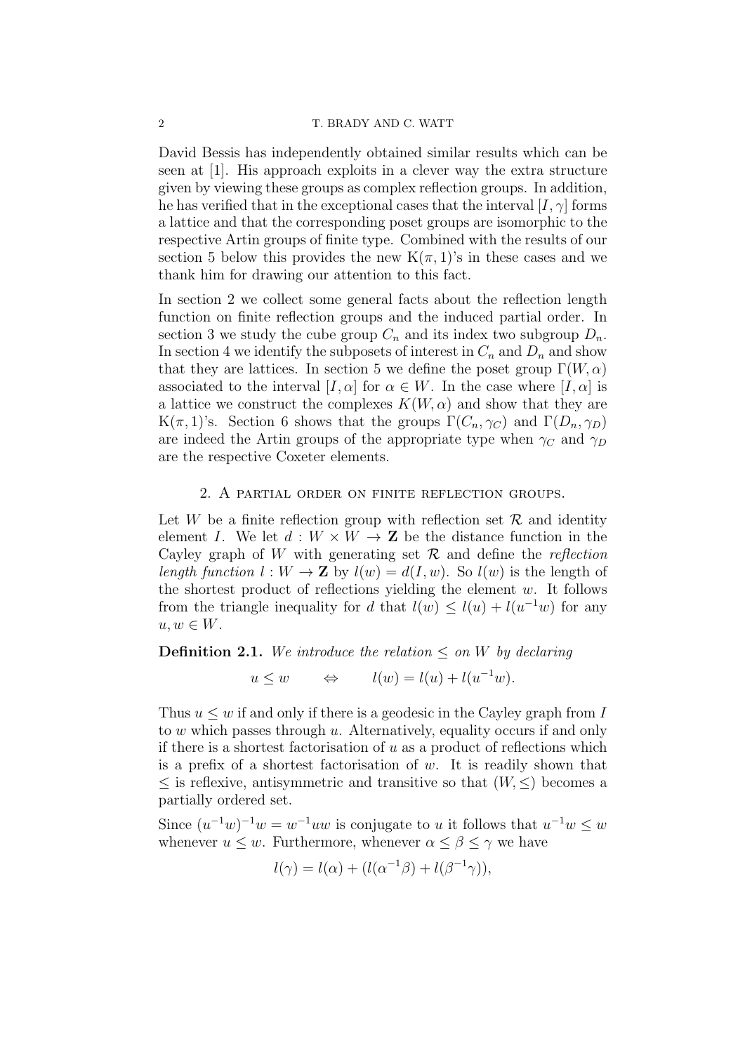David Bessis has independently obtained similar results which can be seen at [1]. His approach exploits in a clever way the extra structure given by viewing these groups as complex reflection groups. In addition, he has verified that in the exceptional cases that the interval $[I, \gamma]$ forms a lattice and that the corresponding poset groups are isomorphic to the respective Artin groups of finite type. Combined with the results of our section 5 below this provides the new $K(\pi, 1)$'s in these cases and we thank him for drawing our attention to this fact.

In section 2 we collect some general facts about the reflection length function on finite reflection groups and the induced partial order. In section 3 we study the cube group $C_n$ and its index two subgroup $D_n$. In section 4 we identify the subposets of interest in $C_n$ and $D_n$ and show that they are lattices. In section 5 we define the poset group $\Gamma(W, \alpha)$ associated to the interval $[I, \alpha]$ for $\alpha \in W$. In the case where $[I, \alpha]$ is a lattice we construct the complexes $K(W, \alpha)$ and show that they are $K(\pi, 1)$'s. Section 6 shows that the groups $\Gamma(C_n, \gamma_C)$ and $\Gamma(D_n, \gamma_D)$ are indeed the Artin groups of the appropriate type when $\gamma_C$ and $\gamma_D$ are the respective Coxeter elements.

## 2. A partial order on finite reflection groups.

Let $W$ be a finite reflection group with reflection set $\mathcal{R}$ and identity element $I$. We let $d : W \times W \to \mathbf{Z}$ be the distance function in the Cayley graph of $W$ with generating set $\mathcal{R}$ and define the *reflection length function* $l : W \to \mathbf{Z}$ by $l(w) = d(I, w)$. So $l(w)$ is the length of the shortest product of reflections yielding the element $w$. It follows from the triangle inequality for $d$ that $l(w) \leq l(u) + l(u^{-1}w)$ for any $u, w \in W$.

**Definition 2.1.** *We introduce the relation $\leq$ on $W$ by declaring*

$$u \leq w \qquad \Leftrightarrow \qquad l(w) = l(u) + l(u^{-1}w).$$

Thus $u \leq w$ if and only if there is a geodesic in the Cayley graph from $I$ to $w$ which passes through $u$. Alternatively, equality occurs if and only if there is a shortest factorisation of $u$ as a product of reflections which is a prefix of a shortest factorisation of $w$. It is readily shown that $\leq$ is reflexive, antisymmetric and transitive so that $(W, \leq)$ becomes a partially ordered set.

Since $(u^{-1}w)^{-1}w = w^{-1}uw$ is conjugate to $u$ it follows that $u^{-1}w \leq w$ whenever $u \leq w$. Furthermore, whenever $\alpha \leq \beta \leq \gamma$ we have

$$l(\gamma) = l(\alpha) + (l(\alpha^{-1}\beta) + l(\beta^{-1}\gamma)),$$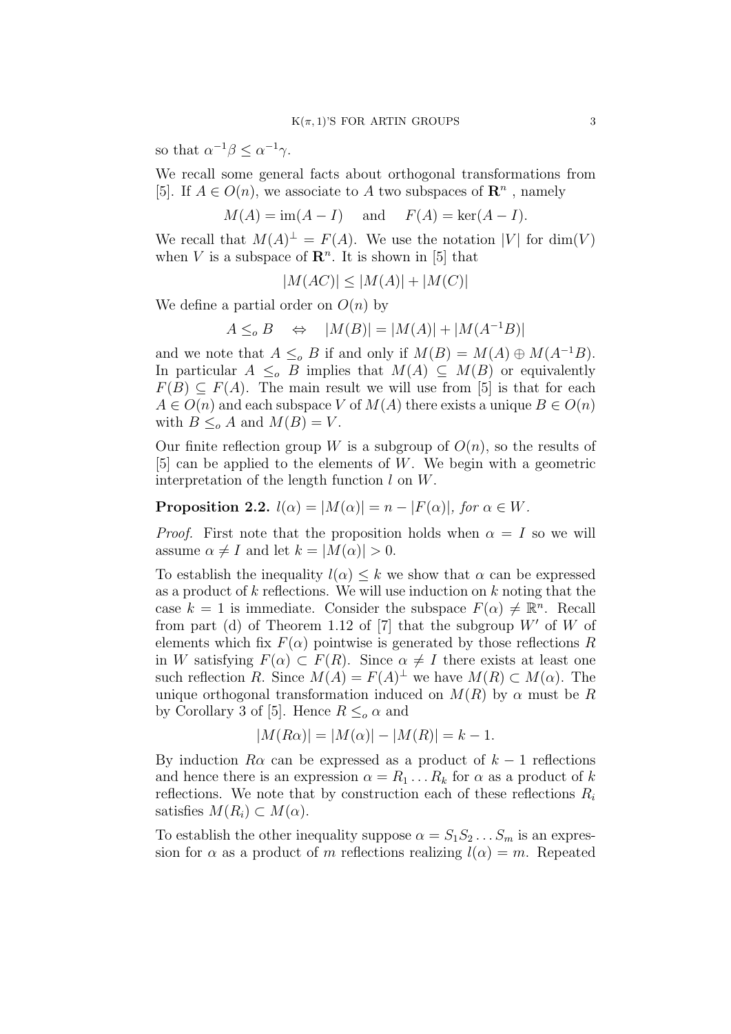so that $\alpha^{-1}\beta \leq \alpha^{-1}\gamma$.

We recall some general facts about orthogonal transformations from [5]. If $A \in O(n)$, we associate to $A$ two subspaces of $\mathbf{R}^n$, namely

$$M(A) = \operatorname{im}(A - I) \quad \text{and} \quad F(A) = \ker(A - I).$$

We recall that $M(A)^{\perp} = F(A)$. We use the notation $|V|$ for $\dim(V)$ when $V$ is a subspace of $\mathbf{R}^n$. It is shown in [5] that

$$|M(AC)| \leq |M(A)| + |M(C)|$$

We define a partial order on $O(n)$ by

$$A \leq_o B \quad \Leftrightarrow \quad |M(B)| = |M(A)| + |M(A^{-1}B)|$$

and we note that $A \leq_o B$ if and only if $M(B) = M(A) \oplus M(A^{-1}B)$. In particular $A \leq_o B$ implies that $M(A) \subseteq M(B)$ or equivalently $F(B) \subseteq F(A)$. The main result we will use from [5] is that for each $A \in O(n)$ and each subspace $V$ of $M(A)$ there exists a unique $B \in O(n)$ with $B \leq_o A$ and $M(B) = V$.

Our finite reflection group $W$ is a subgroup of $O(n)$, so the results of [5] can be applied to the elements of $W$. We begin with a geometric interpretation of the length function $l$ on $W$.

**Proposition 2.2.** *$l(\alpha) = |M(\alpha)| = n - |F(\alpha)|$, for $\alpha \in W$.*

*Proof.* First note that the proposition holds when $\alpha = I$ so we will assume $\alpha \neq I$ and let $k = |M(\alpha)| > 0$.

To establish the inequality $l(\alpha) \leq k$ we show that $\alpha$ can be expressed as a product of $k$ reflections. We will use induction on $k$ noting that the case $k = 1$ is immediate. Consider the subspace $F(\alpha) \neq \mathbb{R}^n$. Recall from part (d) of Theorem 1.12 of [7] that the subgroup $W'$ of $W$ of elements which fix $F(\alpha)$ pointwise is generated by those reflections $R$ in $W$ satisfying $F(\alpha) \subset F(R)$. Since $\alpha \neq I$ there exists at least one such reflection $R$. Since $M(A) = F(A)^{\perp}$ we have $M(R) \subset M(\alpha)$. The unique orthogonal transformation induced on $M(R)$ by $\alpha$ must be $R$ by Corollary 3 of [5]. Hence $R \leq_o \alpha$ and

$$|M(R\alpha)| = |M(\alpha)| - |M(R)| = k - 1.$$

By induction $R\alpha$ can be expressed as a product of $k - 1$ reflections and hence there is an expression $\alpha = R_1 \dots R_k$ for $\alpha$ as a product of $k$ reflections. We note that by construction each of these reflections $R_i$ satisfies $M(R_i) \subset M(\alpha)$.

To establish the other inequality suppose $\alpha = S_1 S_2 \dots S_m$ is an expression for $\alpha$ as a product of $m$ reflections realizing $l(\alpha) = m$. Repeated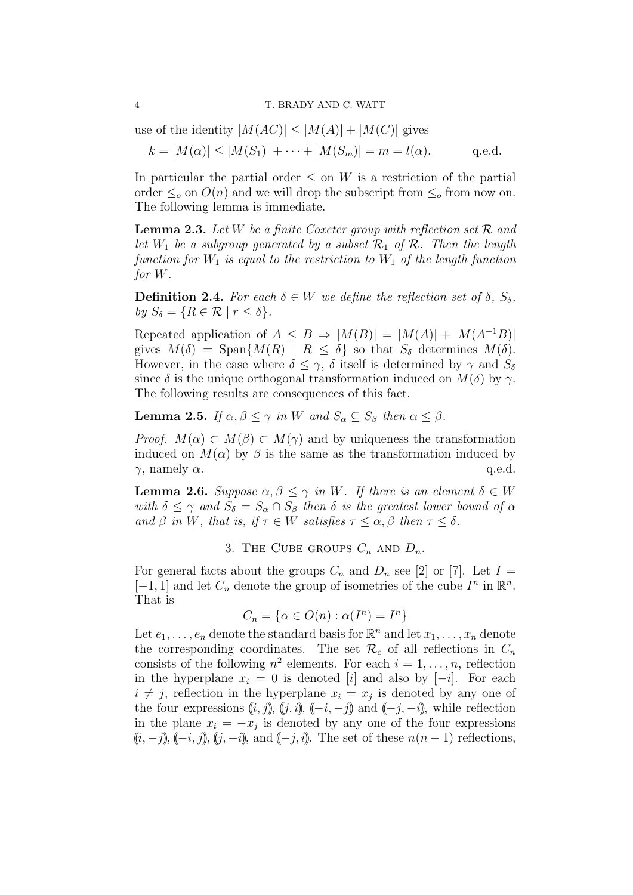use of the identity $|M(AC)| \leq |M(A)| + |M(C)|$ gives

$$k = |M(\alpha)| \leq |M(S_1)| + \cdots + |M(S_m)| = m = l(\alpha). \qquad \text{q.e.d.}$$

In particular the partial order $\leq$ on $W$ is a restriction of the partial order $\leq_o$ on $O(n)$ and we will drop the subscript from $\leq_o$ from now on. The following lemma is immediate.

**Lemma 2.3.** *Let $W$ be a finite Coxeter group with reflection set $\mathcal{R}$ and let $W_1$ be a subgroup generated by a subset $\mathcal{R}_1$ of $\mathcal{R}$. Then the length function for $W_1$ is equal to the restriction to $W_1$ of the length function for $W$.*

**Definition 2.4.** *For each $\delta \in W$ we define the reflection set of $\delta$, $S_\delta$, by $S_\delta = \{R \in \mathcal{R} \mid r \leq \delta\}$.*

Repeated application of $A \leq B \Rightarrow |M(B)| = |M(A)| + |M(A^{-1}B)|$ gives $M(\delta) = \text{Span}\{M(R) \mid R \leq \delta\}$ so that $S_\delta$ determines $M(\delta)$. However, in the case where $\delta \leq \gamma$, $\delta$ itself is determined by $\gamma$ and $S_\delta$ since $\delta$ is the unique orthogonal transformation induced on $M(\delta)$ by $\gamma$. The following results are consequences of this fact.

**Lemma 2.5.** *If $\alpha, \beta \leq \gamma$ in $W$ and $S_\alpha \subseteq S_\beta$ then $\alpha \leq \beta$.*

*Proof.* $M(\alpha) \subset M(\beta) \subset M(\gamma)$ and by uniqueness the transformation induced on $M(\alpha)$ by $\beta$ is the same as the transformation induced by $\gamma$, namely $\alpha$. q.e.d.

**Lemma 2.6.** *Suppose $\alpha, \beta \leq \gamma$ in $W$. If there is an element $\delta \in W$ with $\delta \leq \gamma$ and $S_\delta = S_\alpha \cap S_\beta$ then $\delta$ is the greatest lower bound of $\alpha$ and $\beta$ in $W$, that is, if $\tau \in W$ satisfies $\tau \leq \alpha, \beta$ then $\tau \leq \delta$.*

## 3. The Cube groups $C_n$ and $D_n$.

For general facts about the groups $C_n$ and $D_n$ see [2] or [7]. Let $I = [-1, 1]$ and let $C_n$ denote the group of isometries of the cube $I^n$ in $\mathbb{R}^n$. That is

$$C_n = \{\alpha \in O(n) : \alpha(I^n) = I^n\}$$

Let $e_1, \dots, e_n$ denote the standard basis for $\mathbb{R}^n$ and let $x_1, \dots, x_n$ denote the corresponding coordinates. The set $\mathcal{R}_c$ of all reflections in $C_n$ consists of the following $n^2$ elements. For each $i = 1, \dots, n$, reflection in the hyperplane $x_i = 0$ is denoted $[i]$ and also by $[-i]$. For each $i \neq j$, reflection in the hyperplane $x_i = x_j$ is denoted by any one of the four expressions $(\!(i, j)\!)$, $(\!(j, i)\!)$, $(\!(-i, -j)\!)$ and $(\!(-j, -i)\!)$, while reflection in the plane $x_i = -x_j$ is denoted by any one of the four expressions $(\!(i, -j)\!)$, $(\!(-i, j)\!)$, $(\!(j, -i)\!)$, and $(\!(-j, i)\!)$. The set of these $n(n-1)$ reflections,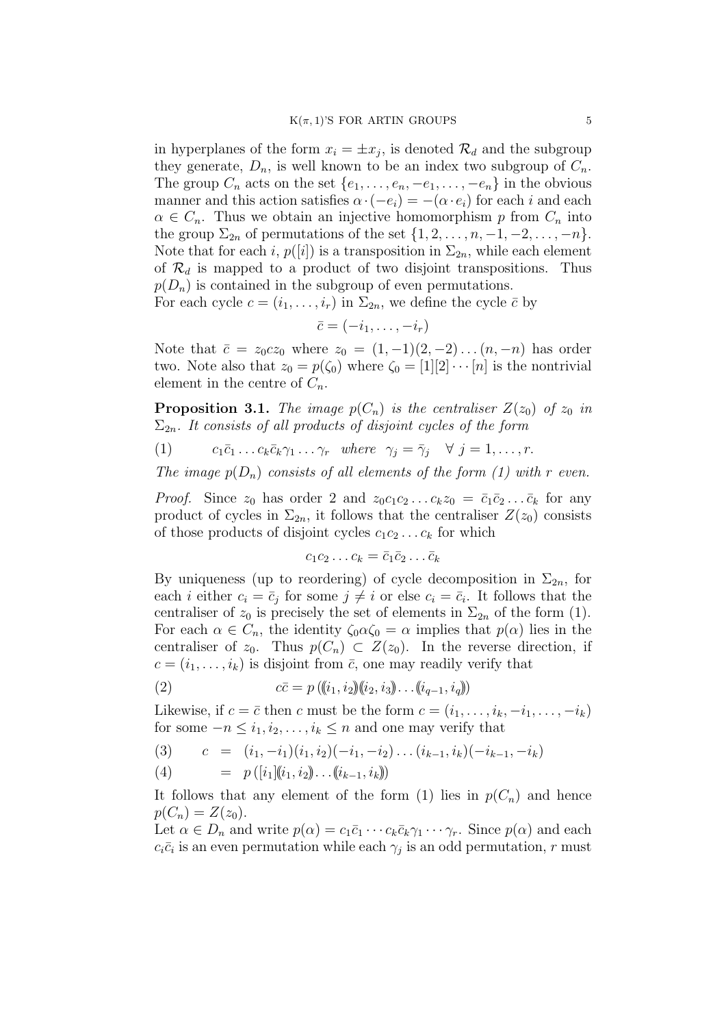in hyperplanes of the form $x_i = \pm x_j$, is denoted $\mathcal{R}_d$ and the subgroup they generate, $D_n$, is well known to be an index two subgroup of $C_n$. The group $C_n$ acts on the set $\{e_1, \ldots, e_n, -e_1, \ldots, -e_n\}$ in the obvious manner and this action satisfies $\alpha \cdot (-e_i) = -(\alpha \cdot e_i)$ for each $i$ and each $\alpha \in C_n$. Thus we obtain an injective homomorphism $p$ from $C_n$ into the group $\Sigma_{2n}$ of permutations of the set $\{1, 2, \ldots, n, -1, -2, \ldots, -n\}$. Note that for each $i$, $p([i])$ is a transposition in $\Sigma_{2n}$, while each element of $\mathcal{R}_d$ is mapped to a product of two disjoint transpositions. Thus $p(D_n)$ is contained in the subgroup of even permutations.

For each cycle $c = (i_1, \ldots, i_r)$ in $\Sigma_{2n}$, we define the cycle $\bar{c}$ by

$$\bar{c} = (-i_1, \ldots, -i_r)$$

Note that $\bar{c} = z_0 c z_0$ where $z_0 = (1, -1)(2, -2) \ldots (n, -n)$ has order two. Note also that $z_0 = p(\zeta_0)$ where $\zeta_0 = [1][2] \cdots [n]$ is the nontrivial element in the centre of $C_n$.

**Proposition 3.1.** *The image $p(C_n)$ is the centraliser $Z(z_0)$ of $z_0$ in $\Sigma_{2n}$. It consists of all products of disjoint cycles of the form*

$$c_1\bar{c}_1 \ldots c_k\bar{c}_k\gamma_1 \ldots \gamma_r \quad \text{where} \quad \gamma_j = \bar{\gamma}_j \quad \forall\ j = 1, \ldots, r. \tag{1}$$

*The image $p(D_n)$ consists of all elements of the form (1) with $r$ even.*

*Proof.* Since $z_0$ has order 2 and $z_0 c_1 c_2 \ldots c_k z_0 = \bar{c}_1\bar{c}_2 \ldots \bar{c}_k$ for any product of cycles in $\Sigma_{2n}$, it follows that the centraliser $Z(z_0)$ consists of those products of disjoint cycles $c_1 c_2 \ldots c_k$ for which

$$c_1 c_2 \ldots c_k = \bar{c}_1 \bar{c}_2 \ldots \bar{c}_k$$

By uniqueness (up to reordering) of cycle decomposition in $\Sigma_{2n}$, for each $i$ either $c_i = \bar{c}_j$ for some $j \neq i$ or else $c_i = \bar{c}_i$. It follows that the centraliser of $z_0$ is precisely the set of elements in $\Sigma_{2n}$ of the form (1). For each $\alpha \in C_n$, the identity $\zeta_0 \alpha \zeta_0 = \alpha$ implies that $p(\alpha)$ lies in the centraliser of $z_0$. Thus $p(C_n) \subset Z(z_0)$. In the reverse direction, if $c = (i_1, \ldots, i_k)$ is disjoint from $\bar{c}$, one may readily verify that

$$c\bar{c} = p\left(\langle\!\langle i_1, i_2\rangle\!\rangle\langle\!\langle i_2, i_3\rangle\!\rangle \ldots \langle\!\langle i_{q-1}, i_q\rangle\!\rangle\right) \tag{2}$$

Likewise, if $c = \bar{c}$ then $c$ must be the form $c = (i_1, \ldots, i_k, -i_1, \ldots, -i_k)$ for some $-n \leq i_1, i_2, \ldots, i_k \leq n$ and one may verify that

$$\begin{aligned} c &= (i_1, -i_1)(i_1, i_2)(-i_1, -i_2) \ldots (i_{k-1}, i_k)(-i_{k-1}, -i_k) &(3)\\ &= p\left([i_1]\langle\!\langle i_1, i_2\rangle\!\rangle \ldots \langle\!\langle i_{k-1}, i_k\rangle\!\rangle\right) &(4)\end{aligned}$$

It follows that any element of the form (1) lies in $p(C_n)$ and hence $p(C_n) = Z(z_0)$.

Let $\alpha \in D_n$ and write $p(\alpha) = c_1\bar{c}_1 \cdots c_k\bar{c}_k\gamma_1 \cdots \gamma_r$. Since $p(\alpha)$ and each $c_i\bar{c}_i$ is an even permutation while each $\gamma_j$ is an odd permutation, $r$ must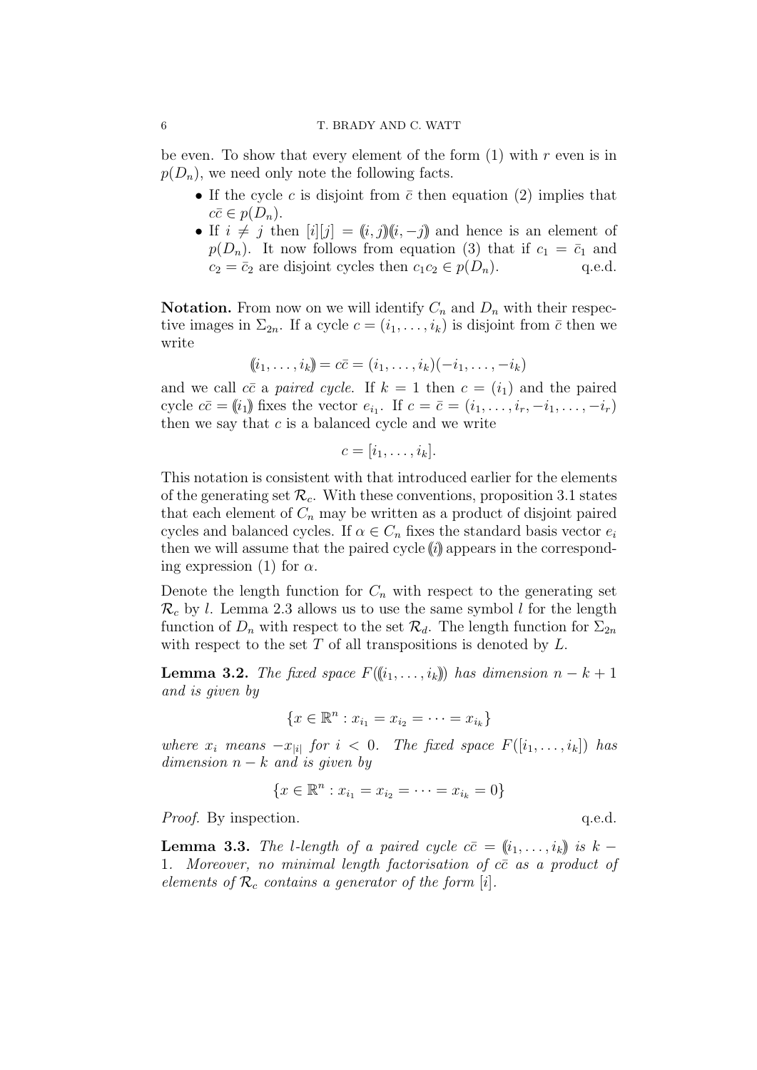be even. To show that every element of the form (1) with $r$ even is in $p(D_n)$, we need only note the following facts.

- If the cycle $c$ is disjoint from $\bar{c}$ then equation (2) implies that $c\bar{c} \in p(D_n)$.
- If $i \neq j$ then $[i][j] = ⟪i, j⟫⟪i, -j⟫$ and hence is an element of $p(D_n)$. It now follows from equation (3) that if $c_1 = \bar{c}_1$ and $c_2 = \bar{c}_2$ are disjoint cycles then $c_1 c_2 \in p(D_n)$. q.e.d.

**Notation.** From now on we will identify $C_n$ and $D_n$ with their respective images in $\Sigma_{2n}$. If a cycle $c = (i_1, \ldots, i_k)$ is disjoint from $\bar{c}$ then we write

$$⟪i_1, \ldots, i_k⟫ = c\bar{c} = (i_1, \ldots, i_k)(-i_1, \ldots, -i_k)$$

and we call $c\bar{c}$ a *paired cycle*. If $k = 1$ then $c = (i_1)$ and the paired cycle $c\bar{c} = ⟪i_1⟫$ fixes the vector $e_{i_1}$. If $c = \bar{c} = (i_1, \ldots, i_r, -i_1, \ldots, -i_r)$ then we say that $c$ is a balanced cycle and we write

$$c = [i_1, \ldots, i_k].$$

This notation is consistent with that introduced earlier for the elements of the generating set $\mathcal{R}_c$. With these conventions, proposition 3.1 states that each element of $C_n$ may be written as a product of disjoint paired cycles and balanced cycles. If $\alpha \in C_n$ fixes the standard basis vector $e_i$ then we will assume that the paired cycle $⟪i⟫$ appears in the corresponding expression (1) for $\alpha$.

Denote the length function for $C_n$ with respect to the generating set $\mathcal{R}_c$ by $l$. Lemma 2.3 allows us to use the same symbol $l$ for the length function of $D_n$ with respect to the set $\mathcal{R}_d$. The length function for $\Sigma_{2n}$ with respect to the set $T$ of all transpositions is denoted by $L$.

**Lemma 3.2.** *The fixed space $F(⟪i_1, \ldots, i_k⟫)$ has dimension $n - k + 1$ and is given by*

$$\{x \in \mathbb{R}^n : x_{i_1} = x_{i_2} = \cdots = x_{i_k}\}$$

*where $x_i$ means $-x_{|i|}$ for $i < 0$. The fixed space $F([i_1, \ldots, i_k])$ has dimension $n - k$ and is given by*

$$\{x \in \mathbb{R}^n : x_{i_1} = x_{i_2} = \cdots = x_{i_k} = 0\}$$

*Proof.* By inspection. q.e.d.

**Lemma 3.3.** *The $l$-length of a paired cycle $c\bar{c} = ⟪i_1, \ldots, i_k⟫$ is $k - 1$. Moreover, no minimal length factorisation of $c\bar{c}$ as a product of elements of $\mathcal{R}_c$ contains a generator of the form $[i]$.*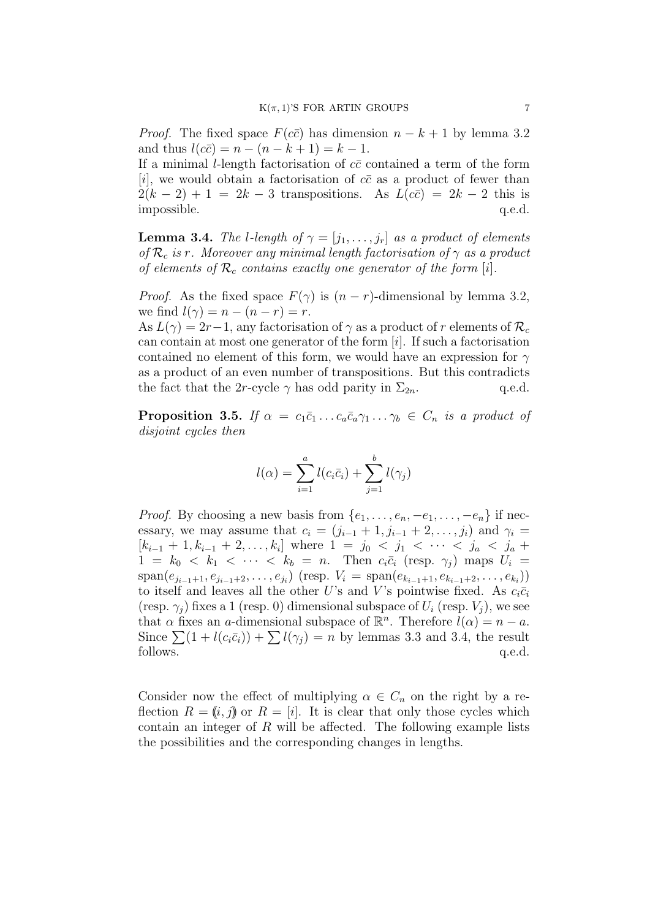*Proof.* The fixed space $F(c\bar{c})$ has dimension $n-k+1$ by lemma 3.2 and thus $l(c\bar{c}) = n-(n-k+1) = k-1$.
If a minimal $l$-length factorisation of $c\bar{c}$ contained a term of the form $[i]$, we would obtain a factorisation of $c\bar{c}$ as a product of fewer than $2(k-2)+1 = 2k-3$ transpositions. As $L(c\bar{c}) = 2k-2$ this is impossible. q.e.d.

**Lemma 3.4.** *The $l$-length of $\gamma = [j_1, \ldots, j_r]$ as a product of elements of $\mathcal{R}_c$ is $r$. Moreover any minimal length factorisation of $\gamma$ as a product of elements of $\mathcal{R}_c$ contains exactly one generator of the form $[i]$.*

*Proof.* As the fixed space $F(\gamma)$ is $(n-r)$-dimensional by lemma 3.2, we find $l(\gamma) = n-(n-r) = r$.
As $L(\gamma) = 2r-1$, any factorisation of $\gamma$ as a product of $r$ elements of $\mathcal{R}_c$ can contain at most one generator of the form $[i]$. If such a factorisation contained no element of this form, we would have an expression for $\gamma$ as a product of an even number of transpositions. But this contradicts the fact that the $2r$-cycle $\gamma$ has odd parity in $\Sigma_{2n}$. q.e.d.

**Proposition 3.5.** *If $\alpha = c_1\bar{c}_1 \ldots c_a\bar{c}_a\gamma_1 \ldots \gamma_b \in C_n$ is a product of disjoint cycles then*

$$l(\alpha) = \sum_{i=1}^{a} l(c_i\bar{c}_i) + \sum_{j=1}^{b} l(\gamma_j)$$

*Proof.* By choosing a new basis from $\{e_1, \ldots, e_n, -e_1, \ldots, -e_n\}$ if necessary, we may assume that $c_i = (j_{i-1}+1, j_{i-1}+2, \ldots, j_i)$ and $\gamma_i = [k_{i-1}+1, k_{i-1}+2, \ldots, k_i]$ where $1 = j_0 < j_1 < \cdots < j_a < j_a + 1 = k_0 < k_1 < \cdots < k_b = n$. Then $c_i\bar{c}_i$ (resp. $\gamma_j$) maps $U_i = \mathrm{span}(e_{j_{i-1}+1}, e_{j_{i-1}+2}, \ldots, e_{j_i})$ (resp. $V_i = \mathrm{span}(e_{k_{i-1}+1}, e_{k_{i-1}+2}, \ldots, e_{k_i})$) to itself and leaves all the other $U$'s and $V$'s pointwise fixed. As $c_i\bar{c}_i$ (resp. $\gamma_j$) fixes a 1 (resp. 0) dimensional subspace of $U_i$ (resp. $V_j$), we see that $\alpha$ fixes an $a$-dimensional subspace of $\mathbb{R}^n$. Therefore $l(\alpha) = n-a$. Since $\sum(1 + l(c_i\bar{c}_i)) + \sum l(\gamma_j) = n$ by lemmas 3.3 and 3.4, the result follows. q.e.d.

Consider now the effect of multiplying $\alpha \in C_n$ on the right by a reflection $R = (\!(i,j)\!)$ or $R = [i]$. It is clear that only those cycles which contain an integer of $R$ will be affected. The following example lists the possibilities and the corresponding changes in lengths.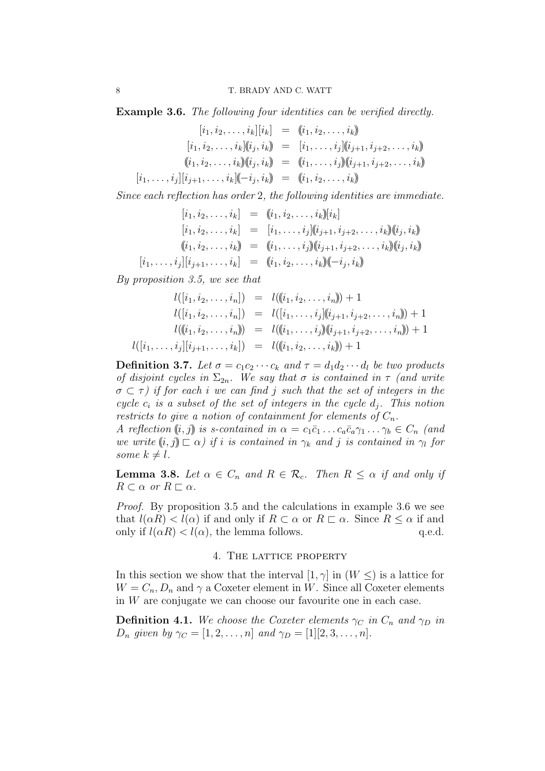**Example 3.6.** *The following four identities can be verified directly.*

$$
\begin{aligned}
[i_1, i_2, \ldots, i_k][i_k] &= (\!(i_1, i_2, \ldots, i_k)\!) \\
[i_1, i_2, \ldots, i_k](\!(i_j, i_k)\!) &= [i_1, \ldots, i_j](\!(i_{j+1}, i_{j+2}, \ldots, i_k)\!) \\
(\!(i_1, i_2, \ldots, i_k)\!)(\!(i_j, i_k)\!) &= (\!(i_1, \ldots, i_j)\!)(\!(i_{j+1}, i_{j+2}, \ldots, i_k)\!) \\
[i_1, \ldots, i_j][i_{j+1}, \ldots, i_k](\!(-i_j, i_k)\!) &= (\!(i_1, i_2, \ldots, i_k)\!)
\end{aligned}
$$

*Since each reflection has order* 2*, the following identities are immediate.*

$$
\begin{aligned}
[i_1, i_2, \ldots, i_k] &= (\!(i_1, i_2, \ldots, i_k)\!)[i_k] \\
[i_1, i_2, \ldots, i_k] &= [i_1, \ldots, i_j](\!(i_{j+1}, i_{j+2}, \ldots, i_k)\!)(\!(i_j, i_k)\!) \\
(\!(i_1, i_2, \ldots, i_k)\!) &= (\!(i_1, \ldots, i_j)\!)(\!(i_{j+1}, i_{j+2}, \ldots, i_k)\!)(\!(i_j, i_k)\!) \\
[i_1, \ldots, i_j][i_{j+1}, \ldots, i_k] &= (\!(i_1, i_2, \ldots, i_k)\!)(\!(-i_j, i_k)\!)
\end{aligned}
$$

*By proposition 3.5, we see that*

$$
\begin{aligned}
l([i_1, i_2, \ldots, i_n]) &= l((\!(i_1, i_2, \ldots, i_n)\!)) + 1 \\
l([i_1, i_2, \ldots, i_n]) &= l([i_1, \ldots, i_j](\!(i_{j+1}, i_{j+2}, \ldots, i_n)\!)) + 1 \\
l((\!(i_1, i_2, \ldots, i_n)\!)) &= l((\!(i_1, \ldots, i_j)\!)(\!(i_{j+1}, i_{j+2}, \ldots, i_n)\!)) + 1 \\
l([i_1, \ldots, i_j][i_{j+1}, \ldots, i_k]) &= l((\!(i_1, i_2, \ldots, i_k)\!)) + 1
\end{aligned}
$$

**Definition 3.7.** *Let $\sigma = c_1 c_2 \cdots c_k$ and $\tau = d_1 d_2 \cdots d_l$ be two products of disjoint cycles in $\Sigma_{2n}$. We say that $\sigma$ is contained in $\tau$ (and write $\sigma \subset \tau$) if for each $i$ we can find $j$ such that the set of integers in the cycle $c_i$ is a subset of the set of integers in the cycle $d_j$. This notion restricts to give a notion of containment for elements of $C_n$.*
*A reflection $(\!(i, j)\!)$ is s-contained in $\alpha = c_1 \bar{c}_1 \ldots c_a \bar{c}_a \gamma_1 \ldots \gamma_b \in C_n$ (and we write $(\!(i, j)\!) \sqsubset \alpha$) if $i$ is contained in $\gamma_k$ and $j$ is contained in $\gamma_l$ for some $k \neq l$.*

**Lemma 3.8.** *Let $\alpha \in C_n$ and $R \in \mathcal{R}_c$. Then $R \leq \alpha$ if and only if $R \subset \alpha$ or $R \sqsubset \alpha$.*

*Proof.* By proposition 3.5 and the calculations in example 3.6 we see that $l(\alpha R) < l(\alpha)$ if and only if $R \subset \alpha$ or $R \sqsubset \alpha$. Since $R \leq \alpha$ if and only if $l(\alpha R) < l(\alpha)$, the lemma follows. q.e.d.

## 4. The lattice property

In this section we show that the interval $[1, \gamma]$ in $(W \leq)$ is a lattice for $W = C_n, D_n$ and $\gamma$ a Coxeter element in $W$. Since all Coxeter elements in $W$ are conjugate we can choose our favourite one in each case.

**Definition 4.1.** *We choose the Coxeter elements $\gamma_C$ in $C_n$ and $\gamma_D$ in $D_n$ given by $\gamma_C = [1, 2, \ldots, n]$ and $\gamma_D = [1][2, 3, \ldots, n]$.*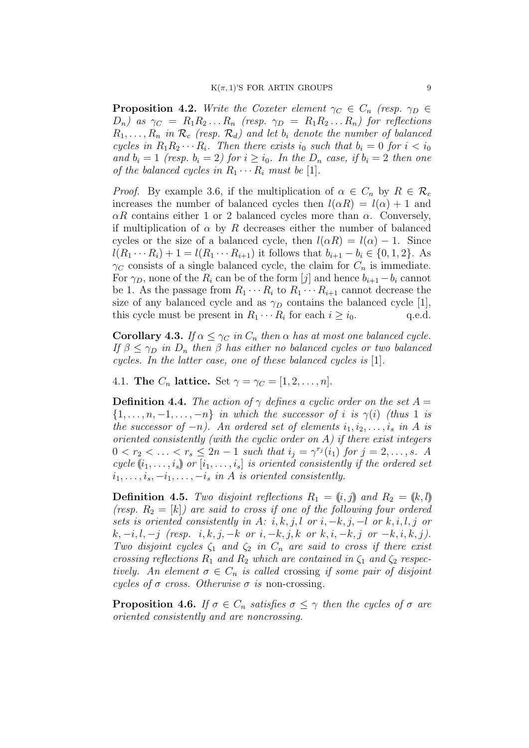**Proposition 4.2.** *Write the Coxeter element $\gamma_C \in C_n$ (resp. $\gamma_D \in D_n$) as $\gamma_C = R_1R_2 \ldots R_n$ (resp. $\gamma_D = R_1R_2 \ldots R_n$) for reflections $R_1, \ldots, R_n$ in $\mathcal{R}_c$ (resp. $\mathcal{R}_d$) and let $b_i$ denote the number of balanced cycles in $R_1R_2 \cdots R_i$. Then there exists $i_0$ such that $b_i = 0$ for $i < i_0$ and $b_i = 1$ (resp. $b_i = 2$) for $i \geq i_0$. In the $D_n$ case, if $b_i = 2$ then one of the balanced cycles in $R_1 \cdots R_i$ must be $[1]$.*

*Proof.* By example 3.6, if the multiplication of $\alpha \in C_n$ by $R \in \mathcal{R}_c$ increases the number of balanced cycles then $l(\alpha R) = l(\alpha) + 1$ and $\alpha R$ contains either 1 or 2 balanced cycles more than $\alpha$. Conversely, if multiplication of $\alpha$ by $R$ decreases either the number of balanced cycles or the size of a balanced cycle, then $l(\alpha R) = l(\alpha) - 1$. Since $l(R_1 \cdots R_i) + 1 = l(R_1 \cdots R_{i+1})$ it follows that $b_{i+1} - b_i \in \{0, 1, 2\}$. As $\gamma_C$ consists of a single balanced cycle, the claim for $C_n$ is immediate. For $\gamma_D$, none of the $R_i$ can be of the form $[j]$ and hence $b_{i+1} - b_i$ cannot be 1. As the passage from $R_1 \cdots R_i$ to $R_1 \cdots R_{i+1}$ cannot decrease the size of any balanced cycle and as $\gamma_D$ contains the balanced cycle $[1]$, this cycle must be present in $R_1 \cdots R_i$ for each $i \geq i_0$. q.e.d.

**Corollary 4.3.** *If $\alpha \leq \gamma_C$ in $C_n$ then $\alpha$ has at most one balanced cycle. If $\beta \leq \gamma_D$ in $D_n$ then $\beta$ has either no balanced cycles or two balanced cycles. In the latter case, one of these balanced cycles is $[1]$.*

## 4.1. The $C_n$ lattice.

Set $\gamma = \gamma_C = [1, 2, \ldots, n]$.

**Definition 4.4.** *The action of $\gamma$ defines a cyclic order on the set $A = \{1, \ldots, n, -1, \ldots, -n\}$ in which the successor of $i$ is $\gamma(i)$ (thus 1 is the successor of $-n$). An ordered set of elements $i_1, i_2, \ldots, i_s$ in $A$ is oriented consistently (with the cyclic order on $A$) if there exist integers $0 < r_2 < \ldots < r_s \leq 2n - 1$ such that $i_j = \gamma^{r_j}(i_1)$ for $j = 2, \ldots, s$. A cycle $(\!(i_1, \ldots, i_s)\!)$ or $[i_1, \ldots, i_s]$ is oriented consistently if the ordered set $i_1, \ldots, i_s, -i_1, \ldots, -i_s$ in $A$ is oriented consistently.*

**Definition 4.5.** *Two disjoint reflections $R_1 = (\!(i, j)\!)$ and $R_2 = (\!(k, l)\!)$ (resp. $R_2 = [k]$) are said to cross if one of the following four ordered sets is oriented consistently in $A$: $i, k, j, l$ or $i, -k, j, -l$ or $k, i, l, j$ or $k, -i, l, -j$ (resp. $i, k, j, -k$ or $i, -k, j, k$ or $k, i, -k, j$ or $-k, i, k, j$). Two disjoint cycles $\zeta_1$ and $\zeta_2$ in $C_n$ are said to cross if there exist crossing reflections $R_1$ and $R_2$ which are contained in $\zeta_1$ and $\zeta_2$ respectively. An element $\sigma \in C_n$ is called* crossing *if some pair of disjoint cycles of $\sigma$ cross. Otherwise $\sigma$ is* non-crossing.

**Proposition 4.6.** *If $\sigma \in C_n$ satisfies $\sigma \leq \gamma$ then the cycles of $\sigma$ are oriented consistently and are noncrossing.*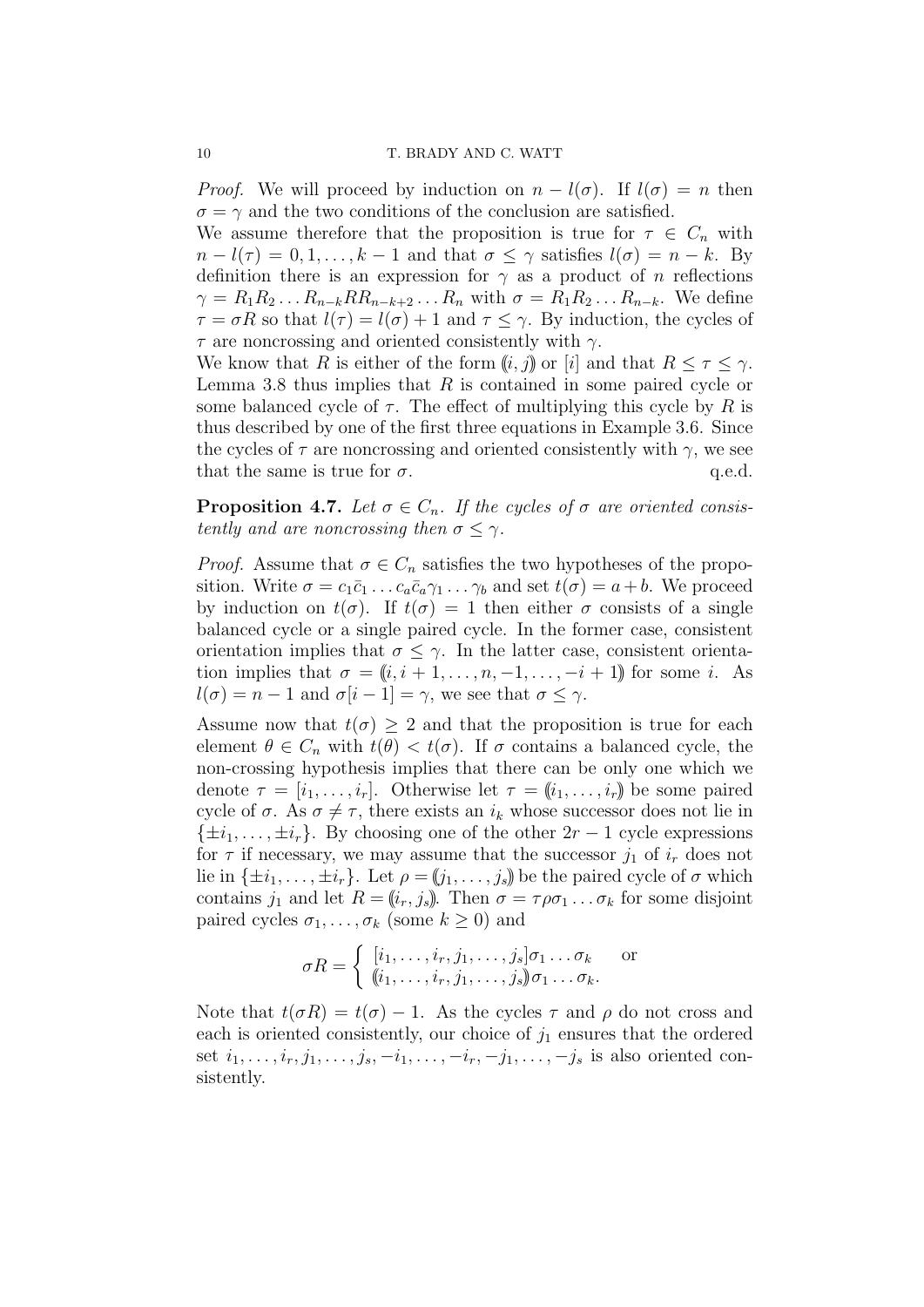*Proof.* We will proceed by induction on $n - l(\sigma)$. If $l(\sigma) = n$ then $\sigma = \gamma$ and the two conditions of the conclusion are satisfied.

We assume therefore that the proposition is true for $\tau \in C_n$ with $n - l(\tau) = 0, 1, \ldots, k-1$ and that $\sigma \leq \gamma$ satisfies $l(\sigma) = n - k$. By definition there is an expression for $\gamma$ as a product of $n$ reflections $\gamma = R_1 R_2 \ldots R_{n-k} R R_{n-k+2} \ldots R_n$ with $\sigma = R_1 R_2 \ldots R_{n-k}$. We define $\tau = \sigma R$ so that $l(\tau) = l(\sigma) + 1$ and $\tau \leq \gamma$. By induction, the cycles of $\tau$ are noncrossing and oriented consistently with $\gamma$.

We know that $R$ is either of the form $(\!(i, j)\!)$ or $[i]$ and that $R \leq \tau \leq \gamma$. Lemma 3.8 thus implies that $R$ is contained in some paired cycle or some balanced cycle of $\tau$. The effect of multiplying this cycle by $R$ is thus described by one of the first three equations in Example 3.6. Since the cycles of $\tau$ are noncrossing and oriented consistently with $\gamma$, we see that the same is true for $\sigma$. q.e.d.

**Proposition 4.7.** *Let $\sigma \in C_n$. If the cycles of $\sigma$ are oriented consistently and are noncrossing then $\sigma \leq \gamma$.*

*Proof.* Assume that $\sigma \in C_n$ satisfies the two hypotheses of the proposition. Write $\sigma = c_1 \bar{c}_1 \ldots c_a \bar{c}_a \gamma_1 \ldots \gamma_b$ and set $t(\sigma) = a + b$. We proceed by induction on $t(\sigma)$. If $t(\sigma) = 1$ then either $\sigma$ consists of a single balanced cycle or a single paired cycle. In the former case, consistent orientation implies that $\sigma \leq \gamma$. In the latter case, consistent orientation implies that $\sigma = (\!(i, i+1, \ldots, n, -1, \ldots, -i+1)\!)$ for some $i$. As $l(\sigma) = n - 1$ and $\sigma[i-1] = \gamma$, we see that $\sigma \leq \gamma$.

Assume now that $t(\sigma) \geq 2$ and that the proposition is true for each element $\theta \in C_n$ with $t(\theta) < t(\sigma)$. If $\sigma$ contains a balanced cycle, the non-crossing hypothesis implies that there can be only one which we denote $\tau = [i_1, \ldots, i_r]$. Otherwise let $\tau = (\!(i_1, \ldots, i_r)\!)$ be some paired cycle of $\sigma$. As $\sigma \neq \tau$, there exists an $i_k$ whose successor does not lie in $\{\pm i_1, \ldots, \pm i_r\}$. By choosing one of the other $2r - 1$ cycle expressions for $\tau$ if necessary, we may assume that the successor $j_1$ of $i_r$ does not lie in $\{\pm i_1, \ldots, \pm i_r\}$. Let $\rho = (\!(j_1, \ldots, j_s)\!)$ be the paired cycle of $\sigma$ which contains $j_1$ and let $R = (\!(i_r, j_s)\!)$. Then $\sigma = \tau \rho \sigma_1 \ldots \sigma_k$ for some disjoint paired cycles $\sigma_1, \ldots, \sigma_k$ (some $k \geq 0$) and

$$\sigma R = \begin{cases} [i_1, \ldots, i_r, j_1, \ldots, j_s] \sigma_1 \ldots \sigma_k & \text{or} \\ (\!(i_1, \ldots, i_r, j_1, \ldots, j_s)\!) \sigma_1 \ldots \sigma_k. & \end{cases}$$

Note that $t(\sigma R) = t(\sigma) - 1$. As the cycles $\tau$ and $\rho$ do not cross and each is oriented consistently, our choice of $j_1$ ensures that the ordered set $i_1, \ldots, i_r, j_1, \ldots, j_s, -i_1, \ldots, -i_r, -j_1, \ldots, -j_s$ is also oriented consistently.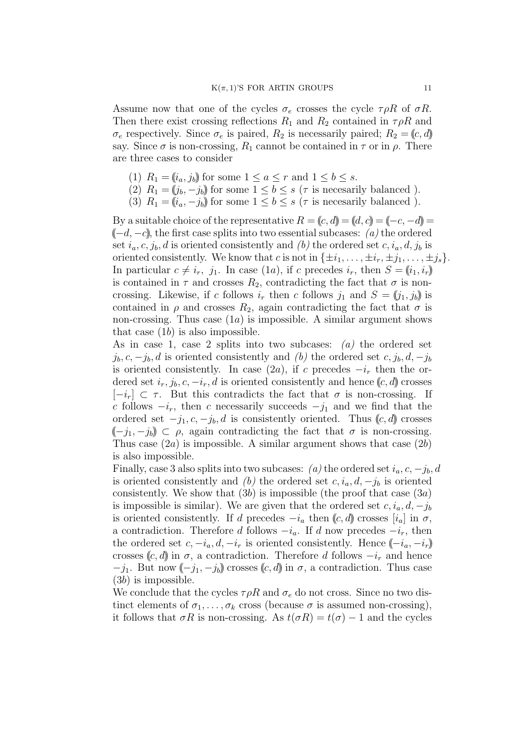Assume now that one of the cycles $\sigma_e$ crosses the cycle $\tau\rho R$ of $\sigma R$. Then there exist crossing reflections $R_1$ and $R_2$ contained in $\tau\rho R$ and $\sigma_e$ respectively. Since $\sigma_e$ is paired, $R_2$ is necessarily paired; $R_2 = (\!(c, d)\!)$ say. Since $\sigma$ is non-crossing, $R_1$ cannot be contained in $\tau$ or in $\rho$. There are three cases to consider

(1) $R_1 = (\!(i_a, j_b)\!)$ for some $1 \leq a \leq r$ and $1 \leq b \leq s$.
(2) $R_1 = (\!(j_b, -j_b)\!)$ for some $1 \leq b \leq s$ ($\tau$ is necesarily balanced ).
(3) $R_1 = (\!(i_a, -j_b)\!)$ for some $1 \leq b \leq s$ ($\tau$ is necesarily balanced ).

By a suitable choice of the representative $R = (\!(c, d)\!) = (\!(d, c)\!) = (\!(-c, -d)\!) = (\!(-d, -c)\!)$, the first case splits into two essential subcases: *(a)* the ordered set $i_a, c, j_b, d$ is oriented consistently and *(b)* the ordered set $c, i_a, d, j_b$ is oriented consistently. We know that $c$ is not in $\{\pm i_1, \ldots, \pm i_r, \pm j_1, \ldots, \pm j_s\}$. In particular $c \neq i_r,\ j_1$. In case $(1a)$, if $c$ precedes $i_r$, then $S = (\!(i_1, i_r)\!)$ is contained in $\tau$ and crosses $R_2$, contradicting the fact that $\sigma$ is non-crossing. Likewise, if $c$ follows $i_r$ then $c$ follows $j_1$ and $S = (\!(j_1, j_b)\!)$ is contained in $\rho$ and crosses $R_2$, again contradicting the fact that $\sigma$ is non-crossing. Thus case $(1a)$ is impossible. A similar argument shows that case $(1b)$ is also impossible.

As in case 1, case 2 splits into two subcases: *(a)* the ordered set $j_b, c, -j_b, d$ is oriented consistently and *(b)* the ordered set $c, j_b, d, -j_b$ is oriented consistently. In case $(2a)$, if $c$ precedes $-i_r$ then the ordered set $i_r, j_b, c, -i_r, d$ is oriented consistently and hence $(\!(c, d)\!)$ crosses $[-i_r] \subset \tau$. But this contradicts the fact that $\sigma$ is non-crossing. If $c$ follows $-i_r$, then $c$ necessarily succeeds $-j_1$ and we find that the ordered set $-j_1, c, -j_b, d$ is consistently oriented. Thus $(\!(c, d)\!)$ crosses $(\!(-j_1, -j_b)\!) \subset \rho$, again contradicting the fact that $\sigma$ is non-crossing. Thus case $(2a)$ is impossible. A similar argument shows that case $(2b)$ is also impossible.

Finally, case 3 also splits into two subcases: *(a)* the ordered set $i_a, c, -j_b, d$ is oriented consistently and *(b)* the ordered set $c, i_a, d, -j_b$ is oriented consistently. We show that $(3b)$ is impossible (the proof that case $(3a)$ is impossible is similar). We are given that the ordered set $c, i_a, d, -j_b$ is oriented consistently. If $d$ precedes $-i_a$ then $(\!(c, d)\!)$ crosses $[i_a]$ in $\sigma$, a contradiction. Therefore $d$ follows $-i_a$. If $d$ now precedes $-i_r$, then the ordered set $c, -i_a, d, -i_r$ is oriented consistently. Hence $(\!(-i_a, -i_r)\!)$ crosses $(\!(c, d)\!)$ in $\sigma$, a contradiction. Therefore $d$ follows $-i_r$ and hence $-j_1$. But now $(\!(-j_1, -j_b)\!)$ crosses $(\!(c, d)\!)$ in $\sigma$, a contradiction. Thus case $(3b)$ is impossible.

We conclude that the cycles $\tau\rho R$ and $\sigma_e$ do not cross. Since no two distinct elements of $\sigma_1, \ldots, \sigma_k$ cross (because $\sigma$ is assumed non-crossing), it follows that $\sigma R$ is non-crossing. As $t(\sigma R) = t(\sigma) - 1$ and the cycles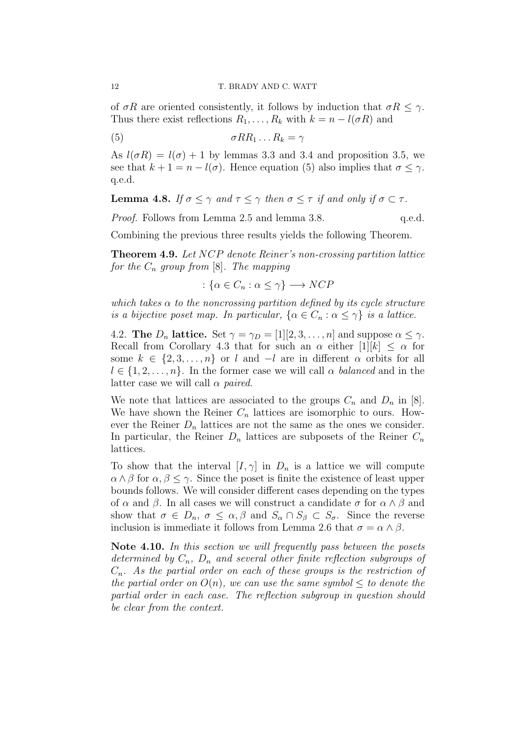of $\sigma R$ are oriented consistently, it follows by induction that $\sigma R \leq \gamma$. Thus there exist reflections $R_1, \ldots, R_k$ with $k = n - l(\sigma R)$ and

$$\sigma R R_1 \ldots R_k = \gamma \tag{5}$$

As $l(\sigma R) = l(\sigma) + 1$ by lemmas 3.3 and 3.4 and proposition 3.5, we see that $k + 1 = n - l(\sigma)$. Hence equation (5) also implies that $\sigma \leq \gamma$. q.e.d.

**Lemma 4.8.** *If $\sigma \leq \gamma$ and $\tau \leq \gamma$ then $\sigma \leq \tau$ if and only if $\sigma \subset \tau$.*

*Proof.* Follows from Lemma 2.5 and lemma 3.8. q.e.d.

Combining the previous three results yields the following Theorem.

**Theorem 4.9.** *Let $NCP$ denote Reiner's non-crossing partition lattice for the $C_n$ group from [8]. The mapping*

$$: \{\alpha \in C_n : \alpha \leq \gamma\} \longrightarrow NCP$$

*which takes $\alpha$ to the noncrossing partition defined by its cycle structure is a bijective poset map. In particular, $\{\alpha \in C_n : \alpha \leq \gamma\}$ is a lattice.*

4.2. **The $D_n$ lattice.** Set $\gamma = \gamma_D = [1][2, 3, \ldots, n]$ and suppose $\alpha \leq \gamma$. Recall from Corollary 4.3 that for such an $\alpha$ either $[1][k] \leq \alpha$ for some $k \in \{2, 3, \ldots, n\}$ or $l$ and $-l$ are in different $\alpha$ orbits for all $l \in \{1, 2, \ldots, n\}$. In the former case we will call $\alpha$ *balanced* and in the latter case we will call $\alpha$ *paired*.

We note that lattices are associated to the groups $C_n$ and $D_n$ in [8]. We have shown the Reiner $C_n$ lattices are isomorphic to ours. However the Reiner $D_n$ lattices are not the same as the ones we consider. In particular, the Reiner $D_n$ lattices are subposets of the Reiner $C_n$ lattices.

To show that the interval $[I, \gamma]$ in $D_n$ is a lattice we will compute $\alpha \wedge \beta$ for $\alpha, \beta \leq \gamma$. Since the poset is finite the existence of least upper bounds follows. We will consider different cases depending on the types of $\alpha$ and $\beta$. In all cases we will construct a candidate $\sigma$ for $\alpha \wedge \beta$ and show that $\sigma \in D_n$, $\sigma \leq \alpha, \beta$ and $S_\alpha \cap S_\beta \subset S_\sigma$. Since the reverse inclusion is immediate it follows from Lemma 2.6 that $\sigma = \alpha \wedge \beta$.

**Note 4.10.** *In this section we will frequently pass between the posets determined by $C_n$, $D_n$ and several other finite reflection subgroups of $C_n$. As the partial order on each of these groups is the restriction of the partial order on $O(n)$, we can use the same symbol $\leq$ to denote the partial order in each case. The reflection subgroup in question should be clear from the context.*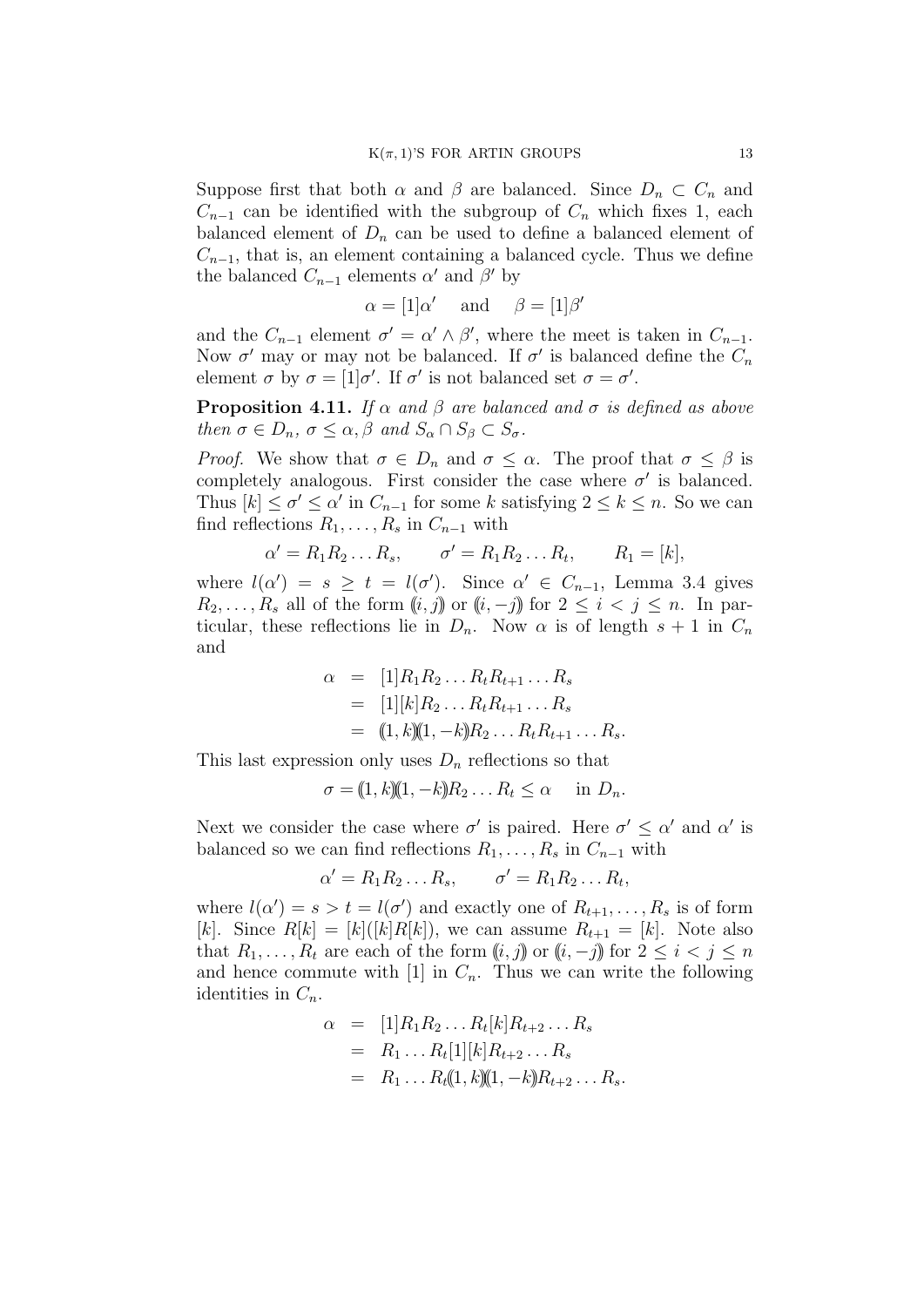Suppose first that both $\alpha$ and $\beta$ are balanced. Since $D_n \subset C_n$ and $C_{n-1}$ can be identified with the subgroup of $C_n$ which fixes 1, each balanced element of $D_n$ can be used to define a balanced element of $C_{n-1}$, that is, an element containing a balanced cycle. Thus we define the balanced $C_{n-1}$ elements $\alpha'$ and $\beta'$ by

$$\alpha = [1]\alpha' \quad \text{and} \quad \beta = [1]\beta'$$

and the $C_{n-1}$ element $\sigma' = \alpha' \wedge \beta'$, where the meet is taken in $C_{n-1}$. Now $\sigma'$ may or may not be balanced. If $\sigma'$ is balanced define the $C_n$ element $\sigma$ by $\sigma = [1]\sigma'$. If $\sigma'$ is not balanced set $\sigma = \sigma'$.

**Proposition 4.11.** *If $\alpha$ and $\beta$ are balanced and $\sigma$ is defined as above then $\sigma \in D_n$, $\sigma \le \alpha, \beta$ and $S_\alpha \cap S_\beta \subset S_\sigma$.*

*Proof.* We show that $\sigma \in D_n$ and $\sigma \le \alpha$. The proof that $\sigma \le \beta$ is completely analogous. First consider the case where $\sigma'$ is balanced. Thus $[k] \le \sigma' \le \alpha'$ in $C_{n-1}$ for some $k$ satisfying $2 \le k \le n$. So we can find reflections $R_1, \ldots, R_s$ in $C_{n-1}$ with

$$\alpha' = R_1 R_2 \ldots R_s, \qquad \sigma' = R_1 R_2 \ldots R_t, \qquad R_1 = [k],$$

where $l(\alpha') = s \ge t = l(\sigma')$. Since $\alpha' \in C_{n-1}$, Lemma 3.4 gives $R_2, \ldots, R_s$ all of the form $(\!(i,j)\!)$ or $(\!(i,-j)\!)$ for $2 \le i < j \le n$. In particular, these reflections lie in $D_n$. Now $\alpha$ is of length $s+1$ in $C_n$ and

$$\begin{aligned}
\alpha &= [1]R_1 R_2 \ldots R_t R_{t+1} \ldots R_s \\
&= [1][k]R_2 \ldots R_t R_{t+1} \ldots R_s \\
&= (\!(1,k)\!)(\!(1,-k)\!)R_2 \ldots R_t R_{t+1} \ldots R_s.
\end{aligned}$$

This last expression only uses $D_n$ reflections so that

$$\sigma = (\!(1,k)\!)(\!(1,-k)\!)R_2 \ldots R_t \le \alpha \quad \text{in } D_n.$$

Next we consider the case where $\sigma'$ is paired. Here $\sigma' \le \alpha'$ and $\alpha'$ is balanced so we can find reflections $R_1, \ldots, R_s$ in $C_{n-1}$ with

$$\alpha' = R_1 R_2 \ldots R_s, \qquad \sigma' = R_1 R_2 \ldots R_t,$$

where $l(\alpha') = s > t = l(\sigma')$ and exactly one of $R_{t+1}, \ldots, R_s$ is of form $[k]$. Since $R[k] = [k]([k]R[k])$, we can assume $R_{t+1} = [k]$. Note also that $R_1, \ldots, R_t$ are each of the form $(\!(i,j)\!)$ or $(\!(i,-j)\!)$ for $2 \le i < j \le n$ and hence commute with $[1]$ in $C_n$. Thus we can write the following identities in $C_n$.

$$\begin{aligned}
\alpha &= [1]R_1 R_2 \ldots R_t [k] R_{t+2} \ldots R_s \\
&= R_1 \ldots R_t [1][k] R_{t+2} \ldots R_s \\
&= R_1 \ldots R_t (\!(1,k)\!)(\!(1,-k)\!) R_{t+2} \ldots R_s.
\end{aligned}$$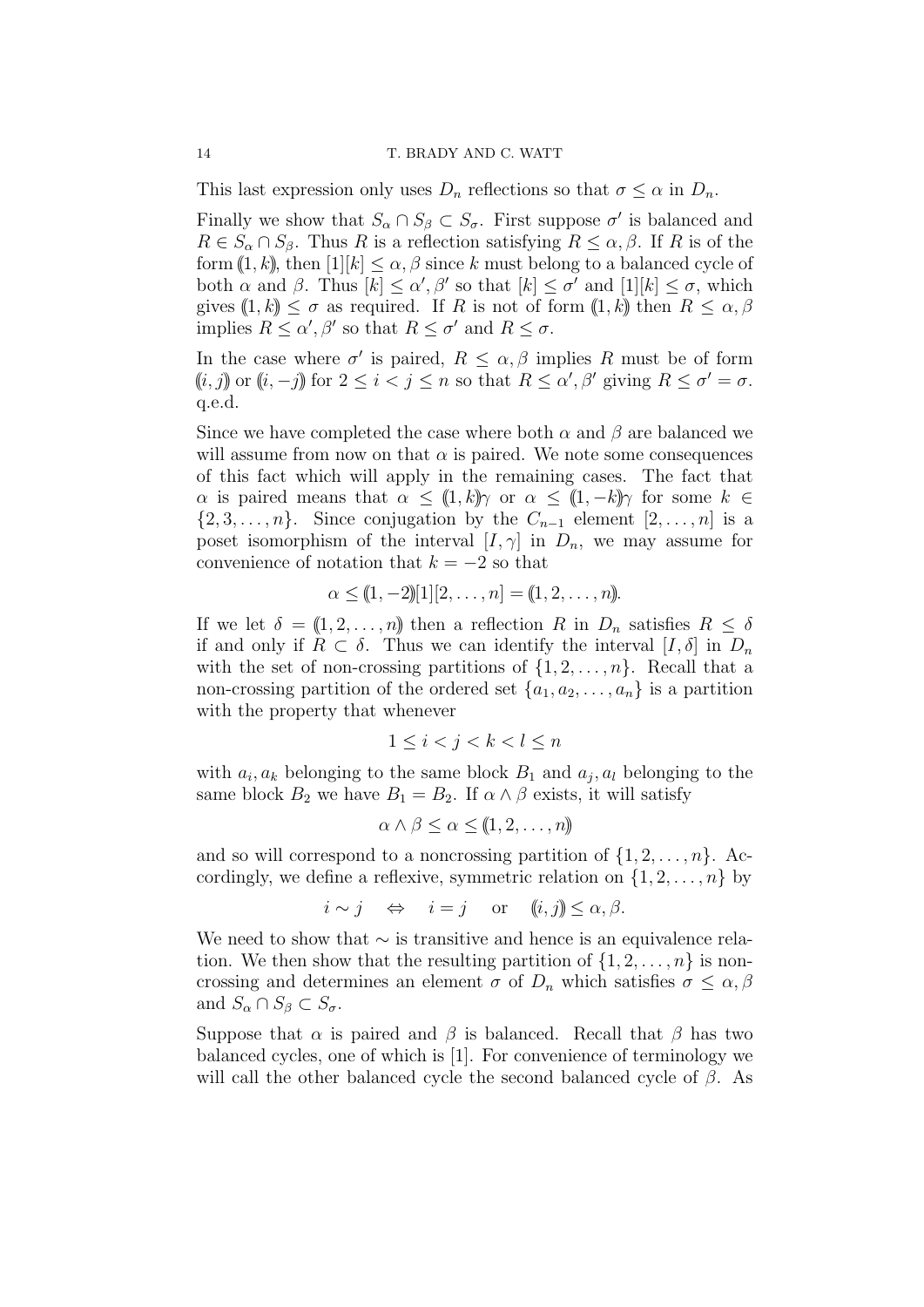This last expression only uses $D_n$ reflections so that $\sigma \leq \alpha$ in $D_n$.

Finally we show that $S_\alpha \cap S_\beta \subset S_\sigma$. First suppose $\sigma'$ is balanced and $R \in S_\alpha \cap S_\beta$. Thus $R$ is a reflection satisfying $R \leq \alpha, \beta$. If $R$ is of the form $(\!(1,k)\!)$, then $[1][k] \leq \alpha, \beta$ since $k$ must belong to a balanced cycle of both $\alpha$ and $\beta$. Thus $[k] \leq \alpha', \beta'$ so that $[k] \leq \sigma'$ and $[1][k] \leq \sigma$, which gives $(\!(1,k)\!) \leq \sigma$ as required. If $R$ is not of form $(\!(1,k)\!)$ then $R \leq \alpha, \beta$ implies $R \leq \alpha', \beta'$ so that $R \leq \sigma'$ and $R \leq \sigma$.

In the case where $\sigma'$ is paired, $R \leq \alpha, \beta$ implies $R$ must be of form $(\!(i,j)\!)$ or $(\!(i,-j)\!)$ for $2 \leq i < j \leq n$ so that $R \leq \alpha', \beta'$ giving $R \leq \sigma' = \sigma$. q.e.d.

Since we have completed the case where both $\alpha$ and $\beta$ are balanced we will assume from now on that $\alpha$ is paired. We note some consequences of this fact which will apply in the remaining cases. The fact that $\alpha$ is paired means that $\alpha \leq (\!(1,k)\!)\gamma$ or $\alpha \leq (\!(1,-k)\!)\gamma$ for some $k \in \{2, 3, \ldots, n\}$. Since conjugation by the $C_{n-1}$ element $[2, \ldots, n]$ is a poset isomorphism of the interval $[I, \gamma]$ in $D_n$, we may assume for convenience of notation that $k = -2$ so that

$$\alpha \leq (\!(1,-2)\!)[1][2, \ldots, n] = (\!(1, 2, \ldots, n)\!).$$

If we let $\delta = (\!(1, 2, \ldots, n)\!)$ then a reflection $R$ in $D_n$ satisfies $R \leq \delta$ if and only if $R \subset \delta$. Thus we can identify the interval $[I, \delta]$ in $D_n$ with the set of non-crossing partitions of $\{1, 2, \ldots, n\}$. Recall that a non-crossing partition of the ordered set $\{a_1, a_2, \ldots, a_n\}$ is a partition with the property that whenever

$$1 \leq i < j < k < l \leq n$$

with $a_i, a_k$ belonging to the same block $B_1$ and $a_j, a_l$ belonging to the same block $B_2$ we have $B_1 = B_2$. If $\alpha \wedge \beta$ exists, it will satisfy

$$\alpha \wedge \beta \leq \alpha \leq (\!(1, 2, \ldots, n)\!)$$

and so will correspond to a noncrossing partition of $\{1, 2, \ldots, n\}$. Accordingly, we define a reflexive, symmetric relation on $\{1, 2, \ldots, n\}$ by

$$i \sim j \quad \Leftrightarrow \quad i = j \quad \text{or} \quad (\!(i,j)\!) \leq \alpha, \beta.$$

We need to show that $\sim$ is transitive and hence is an equivalence relation. We then show that the resulting partition of $\{1, 2, \ldots, n\}$ is noncrossing and determines an element $\sigma$ of $D_n$ which satisfies $\sigma \leq \alpha, \beta$ and $S_\alpha \cap S_\beta \subset S_\sigma$.

Suppose that $\alpha$ is paired and $\beta$ is balanced. Recall that $\beta$ has two balanced cycles, one of which is $[1]$. For convenience of terminology we will call the other balanced cycle the second balanced cycle of $\beta$. As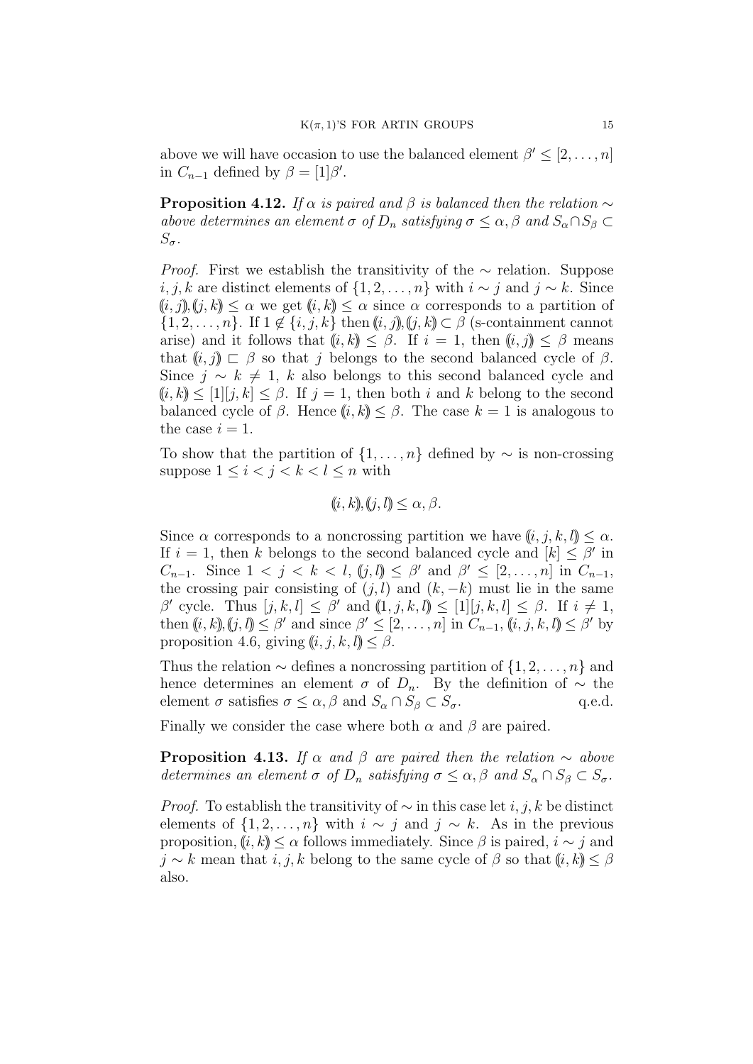above we will have occasion to use the balanced element $\beta' \leq [2, \ldots, n]$ in $C_{n-1}$ defined by $\beta = [1]\beta'$.

**Proposition 4.12.** *If $\alpha$ is paired and $\beta$ is balanced then the relation $\sim$ above determines an element $\sigma$ of $D_n$ satisfying $\sigma \leq \alpha, \beta$ and $S_\alpha \cap S_\beta \subset S_\sigma$.*

*Proof.* First we establish the transitivity of the $\sim$ relation. Suppose $i, j, k$ are distinct elements of $\{1, 2, \ldots, n\}$ with $i \sim j$ and $j \sim k$. Since $(\!(i,j)\!), (\!(j,k)\!) \leq \alpha$ we get $(\!(i,k)\!) \leq \alpha$ since $\alpha$ corresponds to a partition of $\{1, 2, \ldots, n\}$. If $1 \notin \{i, j, k\}$ then $(\!(i,j)\!), (\!(j,k)\!) \subset \beta$ (s-containment cannot arise) and it follows that $(\!(i,k)\!) \leq \beta$. If $i = 1$, then $(\!(i,j)\!) \leq \beta$ means that $(\!(i,j)\!) \sqsubset \beta$ so that $j$ belongs to the second balanced cycle of $\beta$. Since $j \sim k \neq 1$, $k$ also belongs to this second balanced cycle and $(\!(i,k)\!) \leq [1][j,k] \leq \beta$. If $j = 1$, then both $i$ and $k$ belong to the second balanced cycle of $\beta$. Hence $(\!(i,k)\!) \leq \beta$. The case $k = 1$ is analogous to the case $i = 1$.

To show that the partition of $\{1, \ldots, n\}$ defined by $\sim$ is non-crossing suppose $1 \leq i < j < k < l \leq n$ with

$$(\!(i,k)\!), (\!(j,l)\!) \leq \alpha, \beta.$$

Since $\alpha$ corresponds to a noncrossing partition we have $(\!(i,j,k,l)\!) \leq \alpha$. If $i = 1$, then $k$ belongs to the second balanced cycle and $[k] \leq \beta'$ in $C_{n-1}$. Since $1 < j < k < l$, $(\!(j,l)\!) \leq \beta'$ and $\beta' \leq [2, \ldots, n]$ in $C_{n-1}$, the crossing pair consisting of $(j, l)$ and $(k, -k)$ must lie in the same $\beta'$ cycle. Thus $[j, k, l] \leq \beta'$ and $(\!(1, j, k, l)\!) \leq [1][j, k, l] \leq \beta$. If $i \neq 1$, then $(\!(i,k)\!), (\!(j,l)\!) \leq \beta'$ and since $\beta' \leq [2, \ldots, n]$ in $C_{n-1}$, $(\!(i,j,k,l)\!) \leq \beta'$ by proposition 4.6, giving $(\!(i,j,k,l)\!) \leq \beta$.

Thus the relation $\sim$ defines a noncrossing partition of $\{1, 2, \ldots, n\}$ and hence determines an element $\sigma$ of $D_n$. By the definition of $\sim$ the element $\sigma$ satisfies $\sigma \leq \alpha, \beta$ and $S_\alpha \cap S_\beta \subset S_\sigma$. q.e.d.

Finally we consider the case where both $\alpha$ and $\beta$ are paired.

**Proposition 4.13.** *If $\alpha$ and $\beta$ are paired then the relation $\sim$ above determines an element $\sigma$ of $D_n$ satisfying $\sigma \leq \alpha, \beta$ and $S_\alpha \cap S_\beta \subset S_\sigma$.*

*Proof.* To establish the transitivity of $\sim$ in this case let $i, j, k$ be distinct elements of $\{1, 2, \ldots, n\}$ with $i \sim j$ and $j \sim k$. As in the previous proposition, $(\!(i,k)\!) \leq \alpha$ follows immediately. Since $\beta$ is paired, $i \sim j$ and $j \sim k$ mean that $i, j, k$ belong to the same cycle of $\beta$ so that $(\!(i,k)\!) \leq \beta$ also.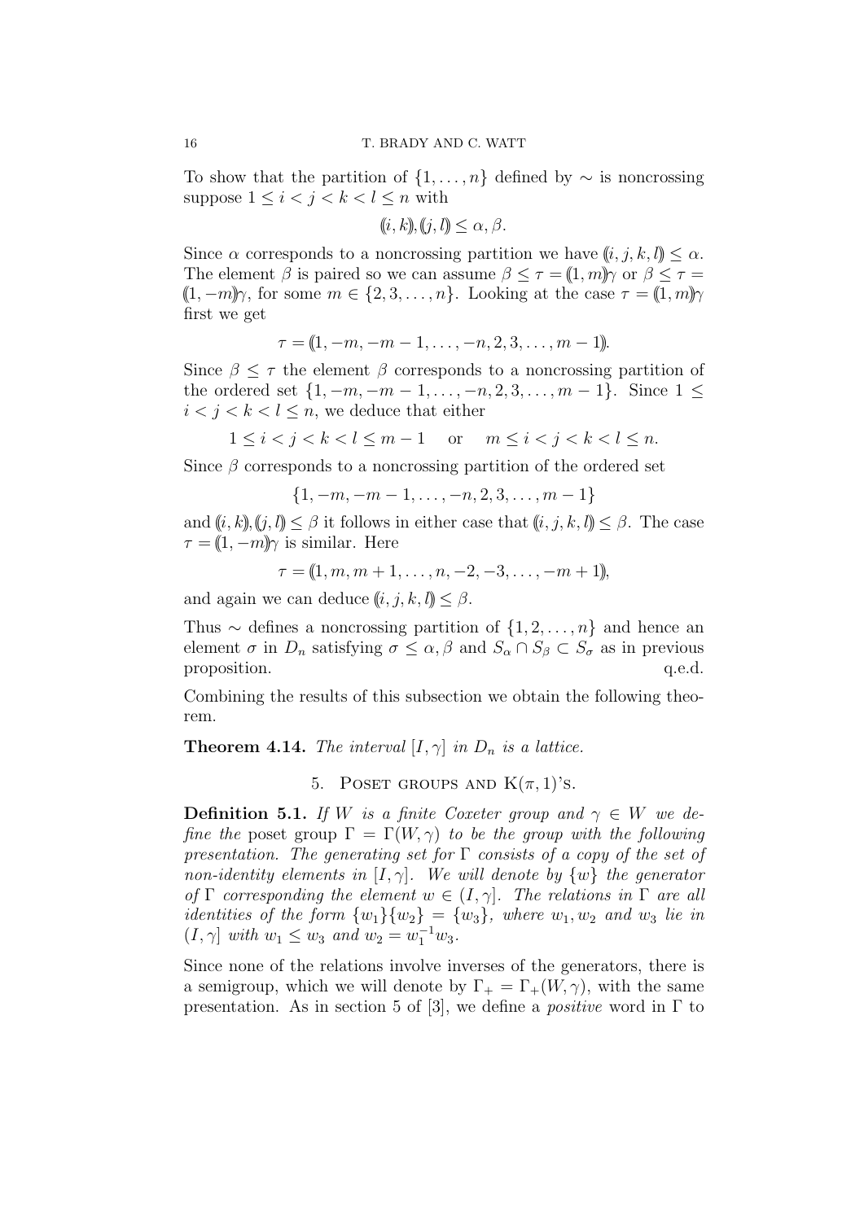To show that the partition of $\{1,\dots,n\}$ defined by $\sim$ is noncrossing suppose $1 \le i < j < k < l \le n$ with

$$(\!(i,k)\!), (\!(j,l)\!) \le \alpha, \beta.$$

Since $\alpha$ corresponds to a noncrossing partition we have $(\!(i,j,k,l)\!) \le \alpha$. The element $\beta$ is paired so we can assume $\beta \le \tau = (\!(1,m)\!)\gamma$ or $\beta \le \tau = (\!(1,-m)\!)\gamma$, for some $m \in \{2,3,\dots,n\}$. Looking at the case $\tau = (\!(1,m)\!)\gamma$ first we get

$$\tau = (\!(1,-m,-m-1,\dots,-n,2,3,\dots,m-1)\!).$$

Since $\beta \le \tau$ the element $\beta$ corresponds to a noncrossing partition of the ordered set $\{1,-m,-m-1,\dots,-n,2,3,\dots,m-1\}$. Since $1 \le i < j < k < l \le n$, we deduce that either

$$1 \le i < j < k < l \le m-1 \quad \text{or} \quad m \le i < j < k < l \le n.$$

Since $\beta$ corresponds to a noncrossing partition of the ordered set

$$\{1,-m,-m-1,\dots,-n,2,3,\dots,m-1\}$$

and $(\!(i,k)\!), (\!(j,l)\!) \le \beta$ it follows in either case that $(\!(i,j,k,l)\!) \le \beta$. The case $\tau = (\!(1,-m)\!)\gamma$ is similar. Here

$$\tau = (\!(1,m,m+1,\dots,n,-2,-3,\dots,-m+1)\!),$$

and again we can deduce $(\!(i,j,k,l)\!) \le \beta$.

Thus $\sim$ defines a noncrossing partition of $\{1,2,\dots,n\}$ and hence an element $\sigma$ in $D_n$ satisfying $\sigma \le \alpha, \beta$ and $S_\alpha \cap S_\beta \subset S_\sigma$ as in previous proposition. q.e.d.

Combining the results of this subsection we obtain the following theorem.

**Theorem 4.14.** *The interval $[I,\gamma]$ in $D_n$ is a lattice.*

## 5. Poset groups and K$(\pi, 1)$'s.

**Definition 5.1.** *If $W$ is a finite Coxeter group and $\gamma \in W$ we define the* poset group $\Gamma = \Gamma(W,\gamma)$ *to be the group with the following presentation. The generating set for $\Gamma$ consists of a copy of the set of non-identity elements in $[I,\gamma]$. We will denote by $\{w\}$ the generator of $\Gamma$ corresponding the element $w \in (I,\gamma]$. The relations in $\Gamma$ are all identities of the form $\{w_1\}\{w_2\} = \{w_3\}$, where $w_1, w_2$ and $w_3$ lie in $(I,\gamma]$ with $w_1 \le w_3$ and $w_2 = w_1^{-1}w_3$.*

Since none of the relations involve inverses of the generators, there is a semigroup, which we will denote by $\Gamma_+ = \Gamma_+(W,\gamma)$, with the same presentation. As in section 5 of [3], we define a *positive* word in $\Gamma$ to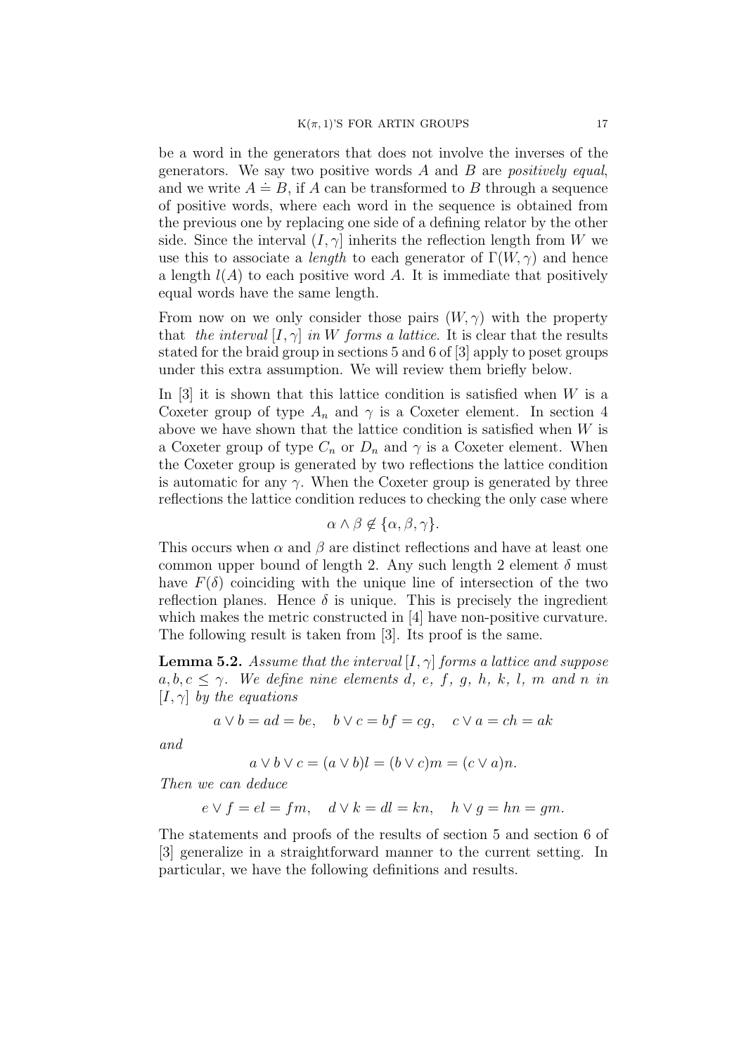be a word in the generators that does not involve the inverses of the generators. We say two positive words $A$ and $B$ are *positively equal*, and we write $A \doteq B$, if $A$ can be transformed to $B$ through a sequence of positive words, where each word in the sequence is obtained from the previous one by replacing one side of a defining relator by the other side. Since the interval $(I, \gamma]$ inherits the reflection length from $W$ we use this to associate a *length* to each generator of $\Gamma(W, \gamma)$ and hence a length $l(A)$ to each positive word $A$. It is immediate that positively equal words have the same length.

From now on we only consider those pairs $(W, \gamma)$ with the property that *the interval* $[I, \gamma]$ *in* $W$ *forms a lattice*. It is clear that the results stated for the braid group in sections 5 and 6 of [3] apply to poset groups under this extra assumption. We will review them briefly below.

In [3] it is shown that this lattice condition is satisfied when $W$ is a Coxeter group of type $A_n$ and $\gamma$ is a Coxeter element. In section 4 above we have shown that the lattice condition is satisfied when $W$ is a Coxeter group of type $C_n$ or $D_n$ and $\gamma$ is a Coxeter element. When the Coxeter group is generated by two reflections the lattice condition is automatic for any $\gamma$. When the Coxeter group is generated by three reflections the lattice condition reduces to checking the only case where

$$\alpha \wedge \beta \notin \{\alpha, \beta, \gamma\}.$$

This occurs when $\alpha$ and $\beta$ are distinct reflections and have at least one common upper bound of length 2. Any such length 2 element $\delta$ must have $F(\delta)$ coinciding with the unique line of intersection of the two reflection planes. Hence $\delta$ is unique. This is precisely the ingredient which makes the metric constructed in [4] have non-positive curvature. The following result is taken from [3]. Its proof is the same.

**Lemma 5.2.** *Assume that the interval* $[I, \gamma]$ *forms a lattice and suppose* $a, b, c \leq \gamma$. *We define nine elements* $d$, $e$, $f$, $g$, $h$, $k$, $l$, $m$ *and* $n$ *in* $[I, \gamma]$ *by the equations*

$$a \vee b = ad = be, \quad b \vee c = bf = cg, \quad c \vee a = ch = ak$$

*and*

$$a \vee b \vee c = (a \vee b)l = (b \vee c)m = (c \vee a)n.$$

*Then we can deduce*

$$e \vee f = el = fm, \quad d \vee k = dl = kn, \quad h \vee g = hn = gm.$$

The statements and proofs of the results of section 5 and section 6 of [3] generalize in a straightforward manner to the current setting. In particular, we have the following definitions and results.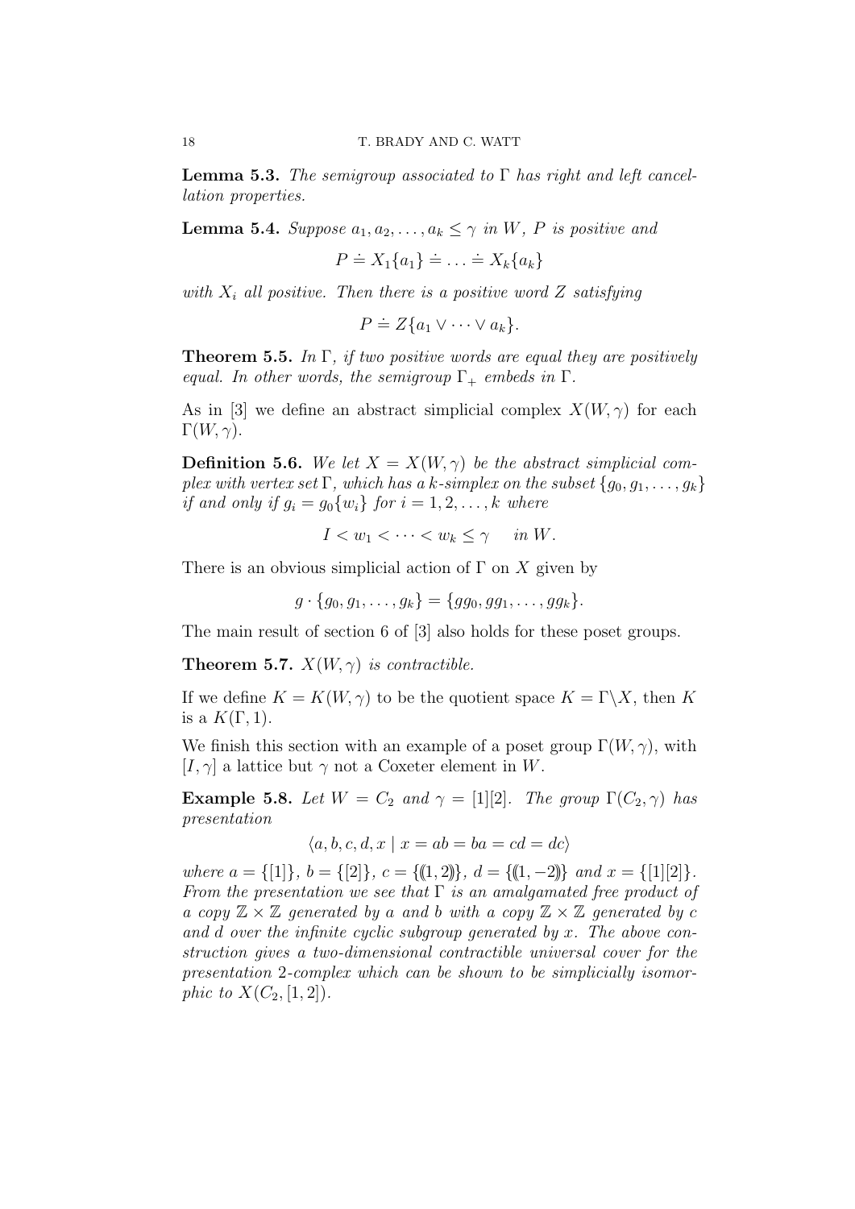**Lemma 5.3.** *The semigroup associated to $\Gamma$ has right and left cancellation properties.*

**Lemma 5.4.** *Suppose $a_1, a_2, \ldots, a_k \leq \gamma$ in $W$, $P$ is positive and*

$$P \doteq X_1\{a_1\} \doteq \ldots \doteq X_k\{a_k\}$$

*with $X_i$ all positive. Then there is a positive word $Z$ satisfying*

$$P \doteq Z\{a_1 \vee \cdots \vee a_k\}.$$

**Theorem 5.5.** *In $\Gamma$, if two positive words are equal they are positively equal. In other words, the semigroup $\Gamma_+$ embeds in $\Gamma$.*

As in [3] we define an abstract simplicial complex $X(W, \gamma)$ for each $\Gamma(W, \gamma)$.

**Definition 5.6.** *We let $X = X(W, \gamma)$ be the abstract simplicial complex with vertex set $\Gamma$, which has a $k$-simplex on the subset $\{g_0, g_1, \ldots, g_k\}$ if and only if $g_i = g_0\{w_i\}$ for $i = 1, 2, \ldots, k$ where*

$$I < w_1 < \cdots < w_k \leq \gamma \quad \text{in } W.$$

There is an obvious simplicial action of $\Gamma$ on $X$ given by

$$g \cdot \{g_0, g_1, \ldots, g_k\} = \{gg_0, gg_1, \ldots, gg_k\}.$$

The main result of section 6 of [3] also holds for these poset groups.

**Theorem 5.7.** *$X(W, \gamma)$ is contractible.*

If we define $K = K(W, \gamma)$ to be the quotient space $K = \Gamma \backslash X$, then $K$ is a $K(\Gamma, 1)$.

We finish this section with an example of a poset group $\Gamma(W, \gamma)$, with $[I, \gamma]$ a lattice but $\gamma$ not a Coxeter element in $W$.

**Example 5.8.** *Let $W = C_2$ and $\gamma = [1][2]$. The group $\Gamma(C_2, \gamma)$ has presentation*

$$\langle a, b, c, d, x \mid x = ab = ba = cd = dc \rangle$$

*where $a = \{[1]\}$, $b = \{[2]\}$, $c = \{(\!(1, 2)\!)\}$, $d = \{(\!(1, -2)\!)\}$ and $x = \{[1][2]\}$. From the presentation we see that $\Gamma$ is an amalgamated free product of a copy $\mathbb{Z} \times \mathbb{Z}$ generated by $a$ and $b$ with a copy $\mathbb{Z} \times \mathbb{Z}$ generated by $c$ and $d$ over the infinite cyclic subgroup generated by $x$. The above construction gives a two-dimensional contractible universal cover for the presentation 2-complex which can be shown to be simplicially isomorphic to $X(C_2, [1, 2])$.*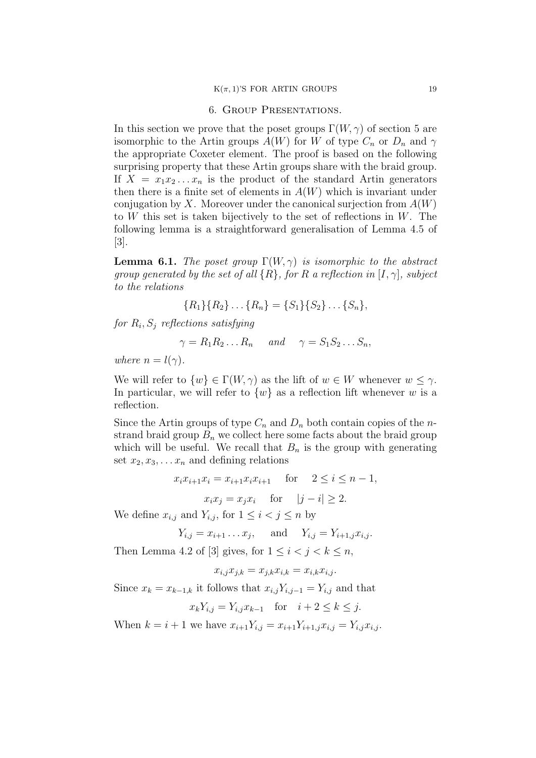## 6. Group Presentations.

In this section we prove that the poset groups $\Gamma(W,\gamma)$ of section 5 are isomorphic to the Artin groups $A(W)$ for $W$ of type $C_n$ or $D_n$ and $\gamma$ the appropriate Coxeter element. The proof is based on the following surprising property that these Artin groups share with the braid group. If $X = x_1x_2\dots x_n$ is the product of the standard Artin generators then there is a finite set of elements in $A(W)$ which is invariant under conjugation by $X$. Moreover under the canonical surjection from $A(W)$ to $W$ this set is taken bijectively to the set of reflections in $W$. The following lemma is a straightforward generalisation of Lemma 4.5 of [3].

**Lemma 6.1.** *The poset group $\Gamma(W,\gamma)$ is isomorphic to the abstract group generated by the set of all $\{R\}$, for $R$ a reflection in $[I,\gamma]$, subject to the relations*

$$\{R_1\}\{R_2\}\dots\{R_n\} = \{S_1\}\{S_2\}\dots\{S_n\},$$

*for $R_i, S_j$ reflections satisfying*

$$\gamma = R_1R_2\dots R_n \quad \text{ and } \quad \gamma = S_1S_2\dots S_n,$$

*where $n = l(\gamma)$.*

We will refer to $\{w\} \in \Gamma(W,\gamma)$ as the lift of $w \in W$ whenever $w \leq \gamma$. In particular, we will refer to $\{w\}$ as a reflection lift whenever $w$ is a reflection.

Since the Artin groups of type $C_n$ and $D_n$ both contain copies of the $n$-strand braid group $B_n$ we collect here some facts about the braid group which will be useful. We recall that $B_n$ is the group with generating set $x_2, x_3, \dots x_n$ and defining relations

$$x_ix_{i+1}x_i = x_{i+1}x_ix_{i+1} \quad \text{for} \quad 2 \leq i \leq n-1,$$

$$x_ix_j = x_jx_i \quad \text{for} \quad |j-i| \geq 2.$$

We define $x_{i,j}$ and $Y_{i,j}$, for $1 \leq i < j \leq n$ by

$$Y_{i,j} = x_{i+1}\dots x_j, \quad \text{ and } \quad Y_{i,j} = Y_{i+1,j}x_{i,j}.$$

Then Lemma 4.2 of [3] gives, for $1 \leq i < j < k \leq n$,

$$x_{i,j}x_{j,k} = x_{j,k}x_{i,k} = x_{i,k}x_{i,j}.$$

Since $x_k = x_{k-1,k}$ it follows that $x_{i,j}Y_{i,j-1} = Y_{i,j}$ and that

$$x_kY_{i,j} = Y_{i,j}x_{k-1} \quad \text{for} \quad i+2 \leq k \leq j.$$

When $k = i+1$ we have $x_{i+1}Y_{i,j} = x_{i+1}Y_{i+1,j}x_{i,j} = Y_{i,j}x_{i,j}$.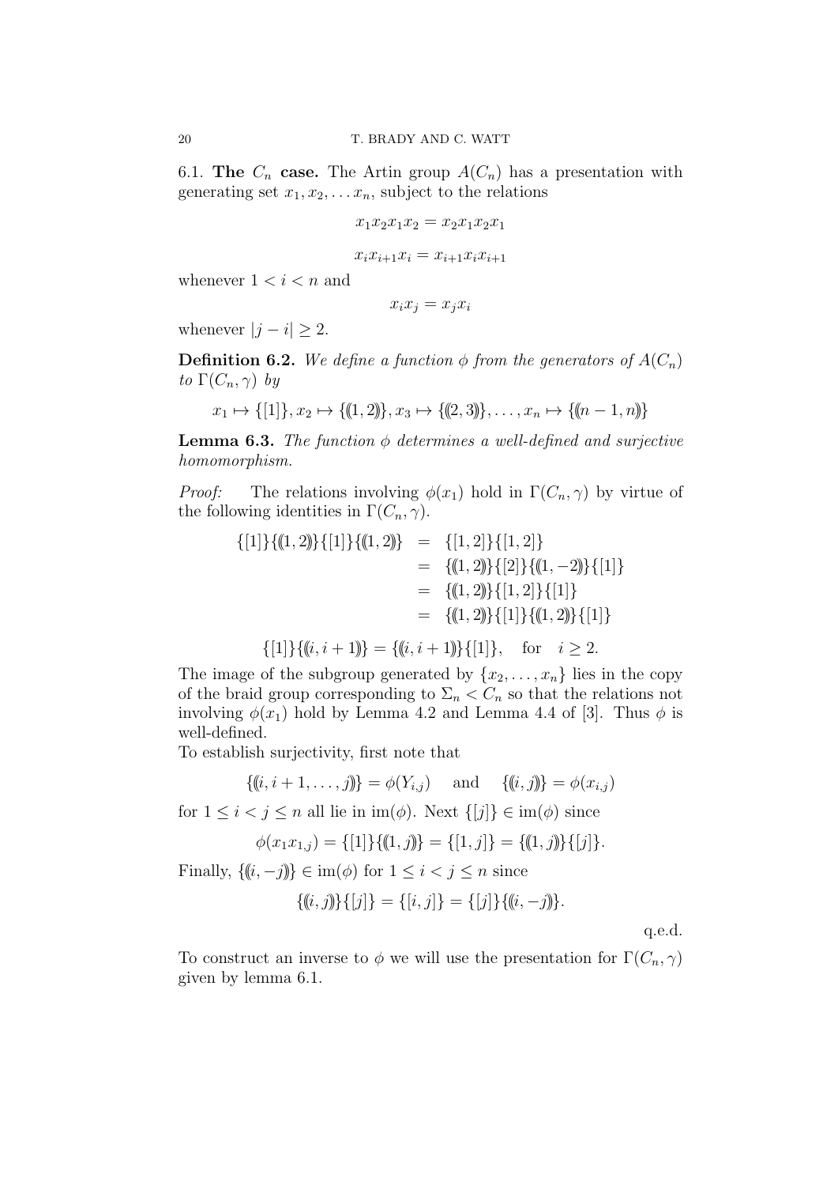6.1. **The $C_n$ case.** The Artin group $A(C_n)$ has a presentation with generating set $x_1, x_2, \ldots x_n$, subject to the relations

$$x_1x_2x_1x_2 = x_2x_1x_2x_1$$

$$x_ix_{i+1}x_i = x_{i+1}x_ix_{i+1}$$

whenever $1 < i < n$ and

$$x_ix_j = x_jx_i$$

whenever $|j - i| \geq 2$.

**Definition 6.2.** *We define a function $\phi$ from the generators of $A(C_n)$ to $\Gamma(C_n, \gamma)$ by*

$$x_1 \mapsto \{[1]\}, x_2 \mapsto \{(\!(1,2)\!)\}, x_3 \mapsto \{(\!(2,3)\!)\}, \ldots, x_n \mapsto \{(\!(n-1,n)\!)\}$$

**Lemma 6.3.** *The function $\phi$ determines a well-defined and surjective homomorphism.*

*Proof:* The relations involving $\phi(x_1)$ hold in $\Gamma(C_n, \gamma)$ by virtue of the following identities in $\Gamma(C_n, \gamma)$.

$$\begin{aligned}
\{[1]\}\{(\!(1,2)\!)\}\{[1]\}\{(\!(1,2)\!)\} &= \{[1,2]\}\{[1,2]\} \\
&= \{(\!(1,2)\!)\}\{[2]\}\{(\!(1,-2)\!)\}\{[1]\} \\
&= \{(\!(1,2)\!)\}\{[1,2]\}\{[1]\} \\
&= \{(\!(1,2)\!)\}\{[1]\}\{(\!(1,2)\!)\}\{[1]\}
\end{aligned}$$

$$\{[1]\}\{(\!(i,i+1)\!)\} = \{(\!(i,i+1)\!)\}\{[1]\}, \quad \text{for} \quad i \geq 2.$$

The image of the subgroup generated by $\{x_2, \ldots, x_n\}$ lies in the copy of the braid group corresponding to $\Sigma_n < C_n$ so that the relations not involving $\phi(x_1)$ hold by Lemma 4.2 and Lemma 4.4 of [3]. Thus $\phi$ is well-defined.

To establish surjectivity, first note that

$$\{(\!(i, i+1, \ldots, j)\!)\} = \phi(Y_{i,j}) \quad \text{and} \quad \{(\!(i,j)\!)\} = \phi(x_{i,j})$$

for $1 \leq i < j \leq n$ all lie in $\mathrm{im}(\phi)$. Next $\{[j]\} \in \mathrm{im}(\phi)$ since

$$\phi(x_1x_{1,j}) = \{[1]\}\{(\!(1,j)\!)\} = \{[1,j]\} = \{(\!(1,j)\!)\}\{[j]\}.$$

Finally, $\{(\!(i,-j)\!)\} \in \mathrm{im}(\phi)$ for $1 \leq i < j \leq n$ since

$$\{(\!(i,j)\!)\}\{[j]\} = \{[i,j]\} = \{[j]\}\{(\!(i,-j)\!)\}.$$

q.e.d.

To construct an inverse to $\phi$ we will use the presentation for $\Gamma(C_n, \gamma)$ given by lemma 6.1.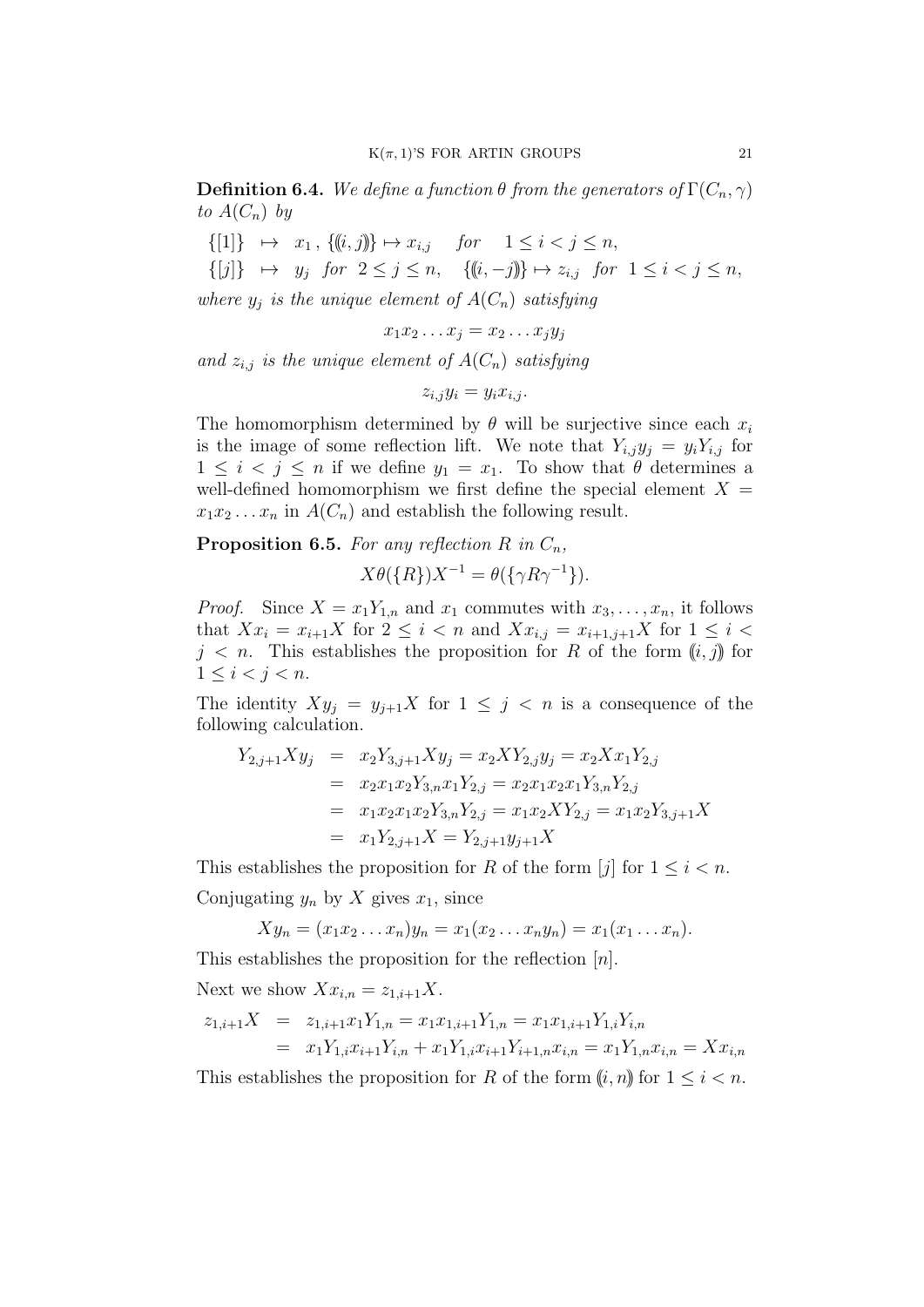**Definition 6.4.** *We define a function $\theta$ from the generators of $\Gamma(C_n, \gamma)$ to $A(C_n)$ by*

$$
\begin{aligned}
\{[1]\} &\mapsto x_1 \,,\ \{\!(i,j)\!\} \mapsto x_{i,j} \quad \text{for} \quad 1 \le i < j \le n, \\
\{[j]\} &\mapsto y_j \ \text{ for } \ 2 \le j \le n, \quad \{\!(i,-j)\!\} \mapsto z_{i,j} \ \text{ for } \ 1 \le i < j \le n,
\end{aligned}
$$

*where $y_j$ is the unique element of $A(C_n)$ satisfying*

$$x_1 x_2 \dots x_j = x_2 \dots x_j y_j$$

*and $z_{i,j}$ is the unique element of $A(C_n)$ satisfying*

$$z_{i,j} y_i = y_i x_{i,j}.$$

The homomorphism determined by $\theta$ will be surjective since each $x_i$ is the image of some reflection lift. We note that $Y_{i,j} y_j = y_i Y_{i,j}$ for $1 \le i < j \le n$ if we define $y_1 = x_1$. To show that $\theta$ determines a well-defined homomorphism we first define the special element $X = x_1 x_2 \dots x_n$ in $A(C_n)$ and establish the following result.

**Proposition 6.5.** *For any reflection $R$ in $C_n$,*

$$X\theta(\{R\})X^{-1} = \theta(\{\gamma R \gamma^{-1}\}).$$

*Proof.* Since $X = x_1 Y_{1,n}$ and $x_1$ commutes with $x_3, \dots, x_n$, it follows that $X x_i = x_{i+1} X$ for $2 \le i < n$ and $X x_{i,j} = x_{i+1,j+1} X$ for $1 \le i < j < n$. This establishes the proposition for $R$ of the form $(\!(i,j)\!)$ for $1 \le i < j < n$.

The identity $X y_j = y_{j+1} X$ for $1 \le j < n$ is a consequence of the following calculation.

$$
\begin{aligned}
Y_{2,j+1} X y_j &= x_2 Y_{3,j+1} X y_j = x_2 X Y_{2,j} y_j = x_2 X x_1 Y_{2,j} \\
&= x_2 x_1 x_2 Y_{3,n} x_1 Y_{2,j} = x_2 x_1 x_2 x_1 Y_{3,n} Y_{2,j} \\
&= x_1 x_2 x_1 x_2 Y_{3,n} Y_{2,j} = x_1 x_2 X Y_{2,j} = x_1 x_2 Y_{3,j+1} X \\
&= x_1 Y_{2,j+1} X = Y_{2,j+1} y_{j+1} X
\end{aligned}
$$

This establishes the proposition for $R$ of the form $[j]$ for $1 \le i < n$.

Conjugating $y_n$ by $X$ gives $x_1$, since

$$X y_n = (x_1 x_2 \dots x_n) y_n = x_1 (x_2 \dots x_n y_n) = x_1 (x_1 \dots x_n).$$

This establishes the proposition for the reflection $[n]$.

Next we show $X x_{i,n} = z_{1,i+1} X$.

$$
\begin{aligned}
z_{1,i+1} X &= z_{1,i+1} x_1 Y_{1,n} = x_1 x_{1,i+1} Y_{1,n} = x_1 x_{1,i+1} Y_{1,i} Y_{i,n} \\
&= x_1 Y_{1,i} x_{i+1} Y_{i,n} + x_1 Y_{1,i} x_{i+1} Y_{i+1,n} x_{i,n} = x_1 Y_{1,n} x_{i,n} = X x_{i,n}
\end{aligned}
$$

This establishes the proposition for $R$ of the form $(\!(i,n)\!)$ for $1 \le i < n$.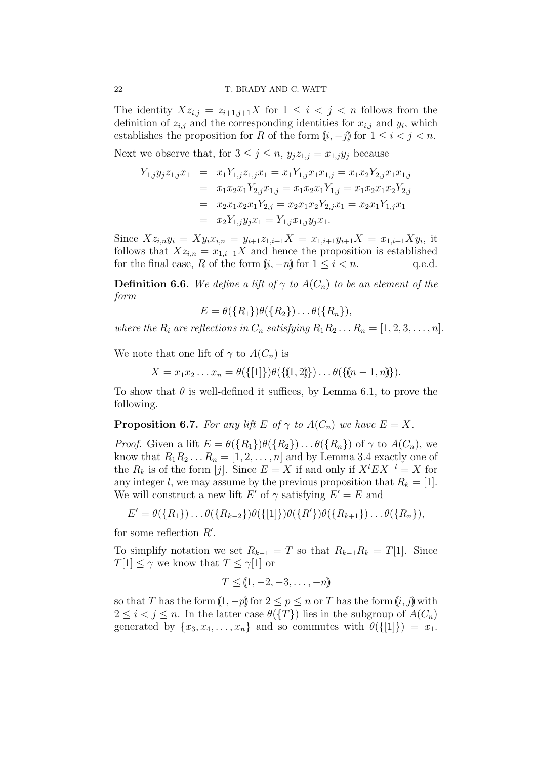The identity $Xz_{i,j} = z_{i+1,j+1}X$ for $1 \leq i < j < n$ follows from the definition of $z_{i,j}$ and the corresponding identities for $x_{i,j}$ and $y_i$, which establishes the proposition for $R$ of the form $(\!(i, -j)\!)$ for $1 \leq i < j < n$.

Next we observe that, for $3 \leq j \leq n$, $y_j z_{1,j} = x_{1,j} y_j$ because

$$
\begin{aligned}
Y_{1,j} y_j z_{1,j} x_1 &= x_1 Y_{1,j} z_{1,j} x_1 = x_1 Y_{1,j} x_1 x_{1,j} = x_1 x_2 Y_{2,j} x_1 x_{1,j} \\
&= x_1 x_2 x_1 Y_{2,j} x_{1,j} = x_1 x_2 x_1 Y_{1,j} = x_1 x_2 x_1 x_2 Y_{2,j} \\
&= x_2 x_1 x_2 x_1 Y_{2,j} = x_2 x_1 x_2 Y_{2,j} x_1 = x_2 x_1 Y_{1,j} x_1 \\
&= x_2 Y_{1,j} y_j x_1 = Y_{1,j} x_{1,j} y_j x_1.
\end{aligned}
$$

Since $Xz_{i,n} y_i = X y_i x_{i,n} = y_{i+1} z_{1,i+1} X = x_{1,i+1} y_{i+1} X = x_{1,i+1} X y_i$, it follows that $Xz_{i,n} = x_{1,i+1} X$ and hence the proposition is established for the final case, $R$ of the form $(\!(i, -n)\!)$ for $1 \leq i < n$. q.e.d.

**Definition 6.6.** *We define a lift of $\gamma$ to $A(C_n)$ to be an element of the form*

$$E = \theta(\{R_1\})\theta(\{R_2\}) \ldots \theta(\{R_n\}),$$

*where the $R_i$ are reflections in $C_n$ satisfying $R_1 R_2 \ldots R_n = [1, 2, 3, \ldots, n]$.*

We note that one lift of $\gamma$ to $A(C_n)$ is

$$X = x_1 x_2 \ldots x_n = \theta(\{[1]\})\theta(\{(\!(1, 2)\!)\}) \ldots \theta(\{(\!(n-1, n)\!)\}).$$

To show that $\theta$ is well-defined it suffices, by Lemma 6.1, to prove the following.

**Proposition 6.7.** *For any lift $E$ of $\gamma$ to $A(C_n)$ we have $E = X$.*

*Proof.* Given a lift $E = \theta(\{R_1\})\theta(\{R_2\}) \ldots \theta(\{R_n\})$ of $\gamma$ to $A(C_n)$, we know that $R_1 R_2 \ldots R_n = [1, 2, \ldots, n]$ and by Lemma 3.4 exactly one of the $R_k$ is of the form $[j]$. Since $E = X$ if and only if $X^l E X^{-l} = X$ for any integer $l$, we may assume by the previous proposition that $R_k = [1]$. We will construct a new lift $E'$ of $\gamma$ satisfying $E' = E$ and

$$E' = \theta(\{R_1\}) \ldots \theta(\{R_{k-2}\})\theta(\{[1]\})\theta(\{R'\})\theta(\{R_{k+1}\}) \ldots \theta(\{R_n\}),$$

for some reflection $R'$.

To simplify notation we set $R_{k-1} = T$ so that $R_{k-1} R_k = T[1]$. Since $T[1] \leq \gamma$ we know that $T \leq \gamma[1]$ or

$$T \leq (\!(1, -2, -3, \ldots, -n)\!)$$

so that $T$ has the form $(\!(1, -p)\!)$ for $2 \leq p \leq n$ or $T$ has the form $(\!(i, j)\!)$ with $2 \leq i < j \leq n$. In the latter case $\theta(\{T\})$ lies in the subgroup of $A(C_n)$ generated by $\{x_3, x_4, \ldots, x_n\}$ and so commutes with $\theta(\{[1]\}) = x_1$.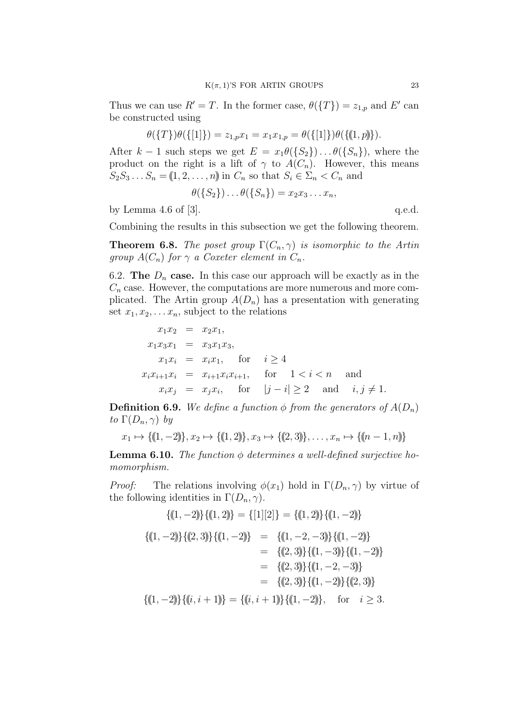Thus we can use $R' = T$. In the former case, $\theta(\{T\}) = z_{1,p}$ and $E'$ can be constructed using

$$\theta(\{T\})\theta(\{[1]\}) = z_{1,p}x_1 = x_1 x_{1,p} = \theta(\{[1]\})\theta(\{(\!(1,p)\!)\}).$$

After $k-1$ such steps we get $E = x_1\theta(\{S_2\})\ldots\theta(\{S_n\})$, where the product on the right is a lift of $\gamma$ to $A(C_n)$. However, this means $S_2 S_3 \ldots S_n = (\!(1,2,\ldots,n)\!)$ in $C_n$ so that $S_i \in \Sigma_n < C_n$ and

$$\theta(\{S_2\})\ldots\theta(\{S_n\}) = x_2 x_3 \ldots x_n,$$

by Lemma 4.6 of [3]. q.e.d.

Combining the results in this subsection we get the following theorem.

**Theorem 6.8.** *The poset group $\Gamma(C_n,\gamma)$ is isomorphic to the Artin group $A(C_n)$ for $\gamma$ a Coxeter element in $C_n$.*

6.2. **The $D_n$ case.** In this case our approach will be exactly as in the $C_n$ case. However, the computations are more numerous and more complicated. The Artin group $A(D_n)$ has a presentation with generating set $x_1, x_2, \ldots x_n$, subject to the relations

$$\begin{aligned}
x_1 x_2 &= x_2 x_1, \\
x_1 x_3 x_1 &= x_3 x_1 x_3, \\
x_1 x_i &= x_i x_1, \quad \text{for} \quad i \geq 4 \\
x_i x_{i+1} x_i &= x_{i+1} x_i x_{i+1}, \quad \text{for} \quad 1 < i < n \quad \text{and} \\
x_i x_j &= x_j x_i, \quad \text{for} \quad |j-i| \geq 2 \quad \text{and} \quad i,j \neq 1.
\end{aligned}$$

**Definition 6.9.** *We define a function $\phi$ from the generators of $A(D_n)$ to $\Gamma(D_n,\gamma)$ by*

$$x_1 \mapsto \{(\!(1,-2)\!)\}, x_2 \mapsto \{(\!(1,2)\!)\}, x_3 \mapsto \{(\!(2,3)\!)\}, \ldots, x_n \mapsto \{(\!(n-1,n)\!)\}$$

**Lemma 6.10.** *The function $\phi$ determines a well-defined surjective homomorphism.*

*Proof:* The relations involving $\phi(x_1)$ hold in $\Gamma(D_n,\gamma)$ by virtue of the following identities in $\Gamma(D_n,\gamma)$.

$$\{(\!(1,-2)\!)\}\{(\!(1,2)\!)\} = \{[1][2]\} = \{(\!(1,2)\!)\}\{(\!(1,-2)\!)\}$$

$$\begin{aligned}
\{(\!(1,-2)\!)\}\{(\!(2,3)\!)\}\{(\!(1,-2)\!)\} &= \{(\!(1,-2,-3)\!)\}\{(\!(1,-2)\!)\} \\
&= \{(\!(2,3)\!)\}\{(\!(1,-3)\!)\}\{(\!(1,-2)\!)\} \\
&= \{(\!(2,3)\!)\}\{(\!(1,-2,-3)\!)\} \\
&= \{(\!(2,3)\!)\}\{(\!(1,-2)\!)\}\{(\!(2,3)\!)\}
\end{aligned}$$

$$\{(\!(1,-2)\!)\}\{(\!(i,i+1)\!)\} = \{(\!(i,i+1)\!)\}\{(\!(1,-2)\!)\}, \quad \text{for} \quad i \geq 3.$$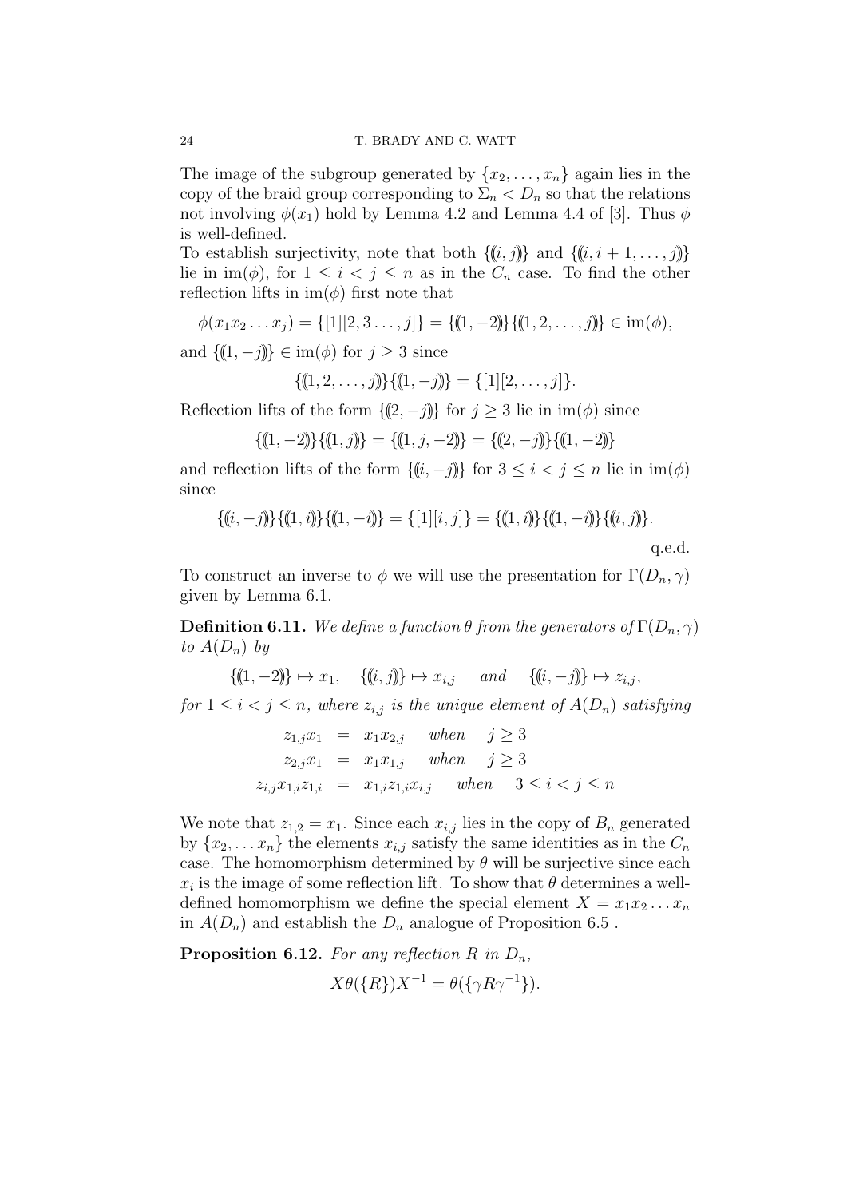The image of the subgroup generated by $\{x_2, \ldots, x_n\}$ again lies in the copy of the braid group corresponding to $\Sigma_n < D_n$ so that the relations not involving $\phi(x_1)$ hold by Lemma 4.2 and Lemma 4.4 of [3]. Thus $\phi$ is well-defined.

To establish surjectivity, note that both $\{\!(\!(i,j)\!)\!\}$ and $\{\!(\!(i, i+1, \ldots, j)\!)\!\}$ lie in $\mathrm{im}(\phi)$, for $1 \leq i < j \leq n$ as in the $C_n$ case. To find the other reflection lifts in $\mathrm{im}(\phi)$ first note that

$$\phi(x_1 x_2 \ldots x_j) = \{[1][2, 3 \ldots, j]\} = \{(\!(1, -2)\!)\}\{(\!(1, 2, \ldots, j)\!)\} \in \mathrm{im}(\phi),$$

and $\{(\!(1, -j)\!)\} \in \mathrm{im}(\phi)$ for $j \geq 3$ since

$$\{(\!(1, 2, \ldots, j)\!)\}\{(\!(1, -j)\!)\} = \{[1][2, \ldots, j]\}.$$

Reflection lifts of the form $\{(\!(2, -j)\!)\}$ for $j \geq 3$ lie in $\mathrm{im}(\phi)$ since

$$\{(\!(1, -2)\!)\}\{(\!(1, j)\!)\} = \{(\!(1, j, -2)\!)\} = \{(\!(2, -j)\!)\}\{(\!(1, -2)\!)\}$$

and reflection lifts of the form $\{(\!(i, -j)\!)\}$ for $3 \leq i < j \leq n$ lie in $\mathrm{im}(\phi)$ since

$$\{(\!(i, -j)\!)\}\{(\!(1, i)\!)\}\{(\!(1, -i)\!)\} = \{[1][i, j]\} = \{(\!(1, i)\!)\}\{(\!(1, -i)\!)\}\{(\!(i, j)\!)\}.$$

q.e.d.

To construct an inverse to $\phi$ we will use the presentation for $\Gamma(D_n, \gamma)$ given by Lemma 6.1.

**Definition 6.11.** *We define a function $\theta$ from the generators of $\Gamma(D_n, \gamma)$ to $A(D_n)$ by*

$$\{(\!(1, -2)\!)\} \mapsto x_1, \quad \{(\!(i, j)\!)\} \mapsto x_{i,j} \quad \text{and} \quad \{(\!(i, -j)\!)\} \mapsto z_{i,j},$$

*for $1 \leq i < j \leq n$, where $z_{i,j}$ is the unique element of $A(D_n)$ satisfying*

$$\begin{aligned} z_{1,j} x_1 &= x_1 x_{2,j} \quad \text{when} \quad j \geq 3 \\ z_{2,j} x_1 &= x_1 x_{1,j} \quad \text{when} \quad j \geq 3 \\ z_{i,j} x_{1,i} z_{1,i} &= x_{1,i} z_{1,i} x_{i,j} \quad \text{when} \quad 3 \leq i < j \leq n \end{aligned}$$

We note that $z_{1,2} = x_1$. Since each $x_{i,j}$ lies in the copy of $B_n$ generated by $\{x_2, \ldots x_n\}$ the elements $x_{i,j}$ satisfy the same identities as in the $C_n$ case. The homomorphism determined by $\theta$ will be surjective since each $x_i$ is the image of some reflection lift. To show that $\theta$ determines a well-defined homomorphism we define the special element $X = x_1 x_2 \ldots x_n$ in $A(D_n)$ and establish the $D_n$ analogue of Proposition 6.5 .

**Proposition 6.12.** *For any reflection $R$ in $D_n$,*

$$X\theta(\{R\})X^{-1} = \theta(\{\gamma R \gamma^{-1}\}).$$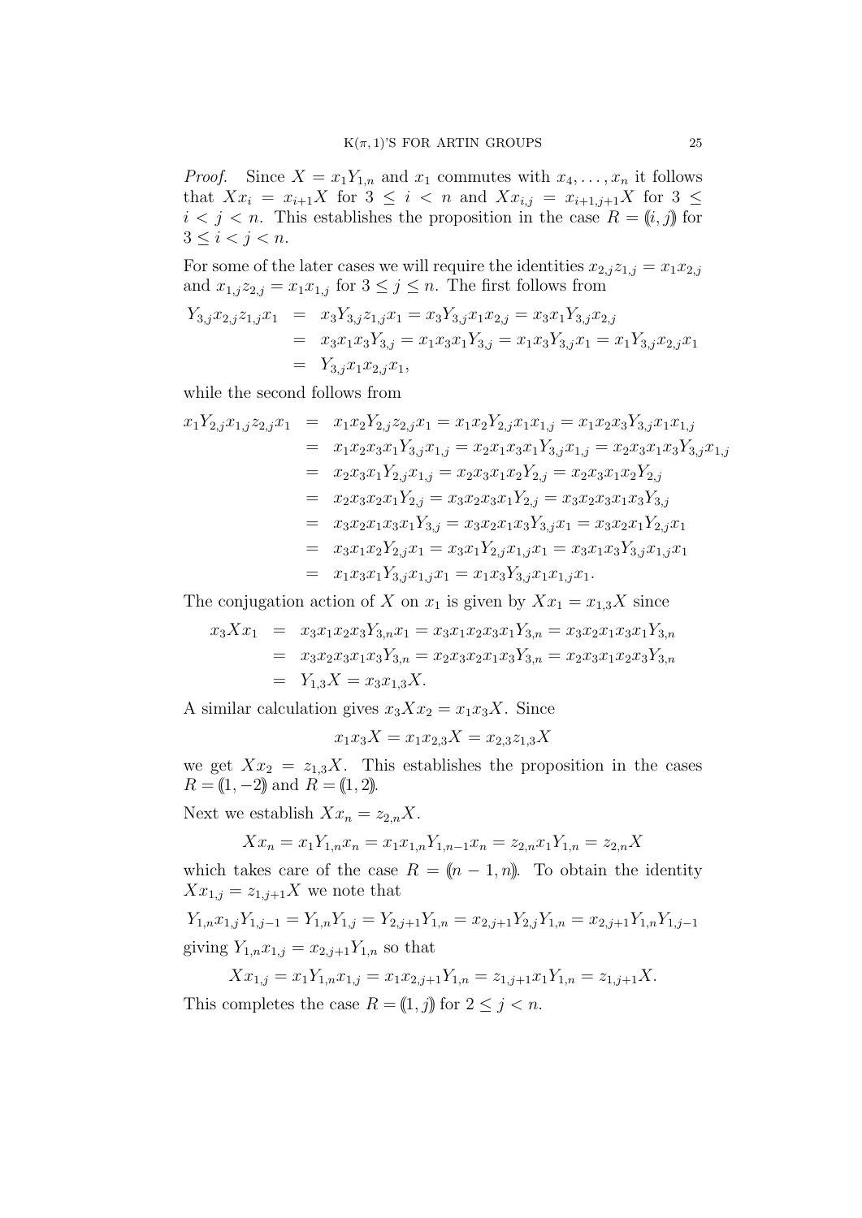*Proof.* Since $X = x_1 Y_{1,n}$ and $x_1$ commutes with $x_4, \ldots, x_n$ it follows that $X x_i = x_{i+1} X$ for $3 \le i < n$ and $X x_{i,j} = x_{i+1,j+1} X$ for $3 \le i < j < n$. This establishes the proposition in the case $R = (\!(i,j)\!)$ for $3 \le i < j < n$.

For some of the later cases we will require the identities $x_{2,j} z_{1,j} = x_1 x_{2,j}$ and $x_{1,j} z_{2,j} = x_1 x_{1,j}$ for $3 \le j \le n$. The first follows from

$$\begin{aligned}
Y_{3,j} x_{2,j} z_{1,j} x_1 &= x_3 Y_{3,j} z_{1,j} x_1 = x_3 Y_{3,j} x_1 x_{2,j} = x_3 x_1 Y_{3,j} x_{2,j} \\
&= x_3 x_1 x_3 Y_{3,j} = x_1 x_3 x_1 Y_{3,j} = x_1 x_3 Y_{3,j} x_1 = x_1 Y_{3,j} x_{2,j} x_1 \\
&= Y_{3,j} x_1 x_{2,j} x_1,
\end{aligned}$$

while the second follows from

$$\begin{aligned}
x_1 Y_{2,j} x_{1,j} z_{2,j} x_1 &= x_1 x_2 Y_{2,j} z_{2,j} x_1 = x_1 x_2 Y_{2,j} x_1 x_{1,j} = x_1 x_2 x_3 Y_{3,j} x_1 x_{1,j} \\
&= x_1 x_2 x_3 x_1 Y_{3,j} x_{1,j} = x_2 x_1 x_3 x_1 Y_{3,j} x_{1,j} = x_2 x_3 x_1 x_3 Y_{3,j} x_{1,j} \\
&= x_2 x_3 x_1 Y_{2,j} x_{1,j} = x_2 x_3 x_1 x_2 Y_{2,j} = x_2 x_3 x_1 x_2 Y_{2,j} \\
&= x_2 x_3 x_2 x_1 Y_{2,j} = x_3 x_2 x_3 x_1 Y_{2,j} = x_3 x_2 x_3 x_1 x_3 Y_{3,j} \\
&= x_3 x_2 x_1 x_3 x_1 Y_{3,j} = x_3 x_2 x_1 x_3 Y_{3,j} x_1 = x_3 x_2 x_1 Y_{2,j} x_1 \\
&= x_3 x_1 x_2 Y_{2,j} x_1 = x_3 x_1 Y_{2,j} x_{1,j} x_1 = x_3 x_1 x_3 Y_{3,j} x_{1,j} x_1 \\
&= x_1 x_3 x_1 Y_{3,j} x_{1,j} x_1 = x_1 x_3 Y_{3,j} x_1 x_{1,j} x_1.
\end{aligned}$$

The conjugation action of $X$ on $x_1$ is given by $X x_1 = x_{1,3} X$ since

$$\begin{aligned}
x_3 X x_1 &= x_3 x_1 x_2 x_3 Y_{3,n} x_1 = x_3 x_1 x_2 x_3 x_1 Y_{3,n} = x_3 x_2 x_1 x_3 x_1 Y_{3,n} \\
&= x_3 x_2 x_3 x_1 x_3 Y_{3,n} = x_2 x_3 x_2 x_1 x_3 Y_{3,n} = x_2 x_3 x_1 x_2 x_3 Y_{3,n} \\
&= Y_{1,3} X = x_3 x_{1,3} X.
\end{aligned}$$

A similar calculation gives $x_3 X x_2 = x_1 x_3 X$. Since

$$x_1 x_3 X = x_1 x_{2,3} X = x_{2,3} z_{1,3} X$$

we get $X x_2 = z_{1,3} X$. This establishes the proposition in the cases $R = (\!(1,-2)\!)$ and $R = (\!(1,2)\!)$.

Next we establish $X x_n = z_{2,n} X$.

$$X x_n = x_1 Y_{1,n} x_n = x_1 x_{1,n} Y_{1,n-1} x_n = z_{2,n} x_1 Y_{1,n} = z_{2,n} X$$

which takes care of the case $R = (\!(n-1,n)\!)$. To obtain the identity $X x_{1,j} = z_{1,j+1} X$ we note that

$$Y_{1,n} x_{1,j} Y_{1,j-1} = Y_{1,n} Y_{1,j} = Y_{2,j+1} Y_{1,n} = x_{2,j+1} Y_{2,j} Y_{1,n} = x_{2,j+1} Y_{1,n} Y_{1,j-1}$$

giving $Y_{1,n} x_{1,j} = x_{2,j+1} Y_{1,n}$ so that

$$X x_{1,j} = x_1 Y_{1,n} x_{1,j} = x_1 x_{2,j+1} Y_{1,n} = z_{1,j+1} x_1 Y_{1,n} = z_{1,j+1} X.$$

This completes the case $R = (\!(1,j)\!)$ for $2 \le j < n$.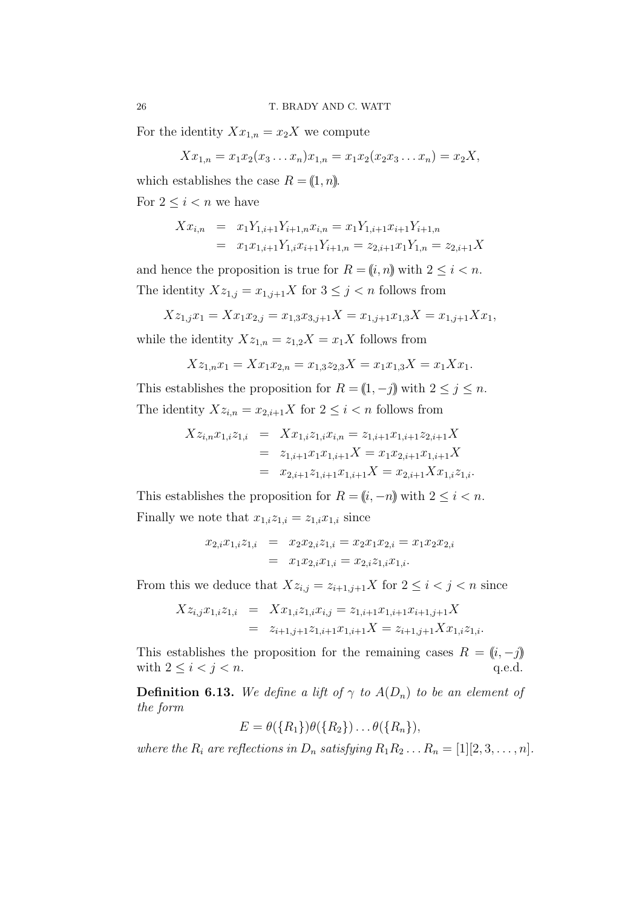For the identity $Xx_{1,n} = x_2X$ we compute

$$Xx_{1,n} = x_1x_2(x_3 \dots x_n)x_{1,n} = x_1x_2(x_2x_3 \dots x_n) = x_2X,$$

which establishes the case $R = (\!(1,n)\!)$.

For $2 \le i < n$ we have

$$\begin{aligned} Xx_{i,n} &= x_1Y_{1,i+1}Y_{i+1,n}x_{i,n} = x_1Y_{1,i+1}x_{i+1}Y_{i+1,n} \\ &= x_1x_{1,i+1}Y_{1,i}x_{i+1}Y_{i+1,n} = z_{2,i+1}x_1Y_{1,n} = z_{2,i+1}X \end{aligned}$$

and hence the proposition is true for $R = (\!(i,n)\!)$ with $2 \le i < n$.

The identity $Xz_{1,j} = x_{1,j+1}X$ for $3 \le j < n$ follows from

$$Xz_{1,j}x_1 = Xx_1x_{2,j} = x_{1,3}x_{3,j+1}X = x_{1,j+1}x_{1,3}X = x_{1,j+1}Xx_1,$$

while the identity $Xz_{1,n} = z_{1,2}X = x_1X$ follows from

$$Xz_{1,n}x_1 = Xx_1x_{2,n} = x_{1,3}z_{2,3}X = x_1x_{1,3}X = x_1Xx_1.$$

This establishes the proposition for $R = (\!(1,-j)\!)$ with $2 \le j \le n$.

The identity $Xz_{i,n} = x_{2,i+1}X$ for $2 \le i < n$ follows from

$$\begin{aligned} Xz_{i,n}x_{1,i}z_{1,i} &= Xx_{1,i}z_{1,i}x_{i,n} = z_{1,i+1}x_{1,i+1}z_{2,i+1}X \\ &= z_{1,i+1}x_1x_{1,i+1}X = x_1x_{2,i+1}x_{1,i+1}X \\ &= x_{2,i+1}z_{1,i+1}x_{1,i+1}X = x_{2,i+1}Xx_{1,i}z_{1,i}. \end{aligned}$$

This establishes the proposition for $R = (\!(i,-n)\!)$ with $2 \le i < n$.

Finally we note that $x_{1,i}z_{1,i} = z_{1,i}x_{1,i}$ since

$$\begin{aligned} x_{2,i}x_{1,i}z_{1,i} &= x_2x_{2,i}z_{1,i} = x_2x_1x_{2,i} = x_1x_2x_{2,i} \\ &= x_1x_{2,i}x_{1,i} = x_{2,i}z_{1,i}x_{1,i}. \end{aligned}$$

From this we deduce that $Xz_{i,j} = z_{i+1,j+1}X$ for $2 \le i < j < n$ since

$$\begin{aligned} Xz_{i,j}x_{1,i}z_{1,i} &= Xx_{1,i}z_{1,i}x_{i,j} = z_{1,i+1}x_{1,i+1}x_{i+1,j+1}X \\ &= z_{i+1,j+1}z_{1,i+1}x_{1,i+1}X = z_{i+1,j+1}Xx_{1,i}z_{1,i}. \end{aligned}$$

This establishes the proposition for the remaining cases $R = (\!(i,-j)\!)$ with $2 \le i < j < n$. q.e.d.

**Definition 6.13.** *We define a lift of $\gamma$ to $A(D_n)$ to be an element of the form*

$$E = \theta(\{R_1\})\theta(\{R_2\}) \dots \theta(\{R_n\}),$$

*where the $R_i$ are reflections in $D_n$ satisfying $R_1R_2 \dots R_n = [1][2,3,\dots,n]$.*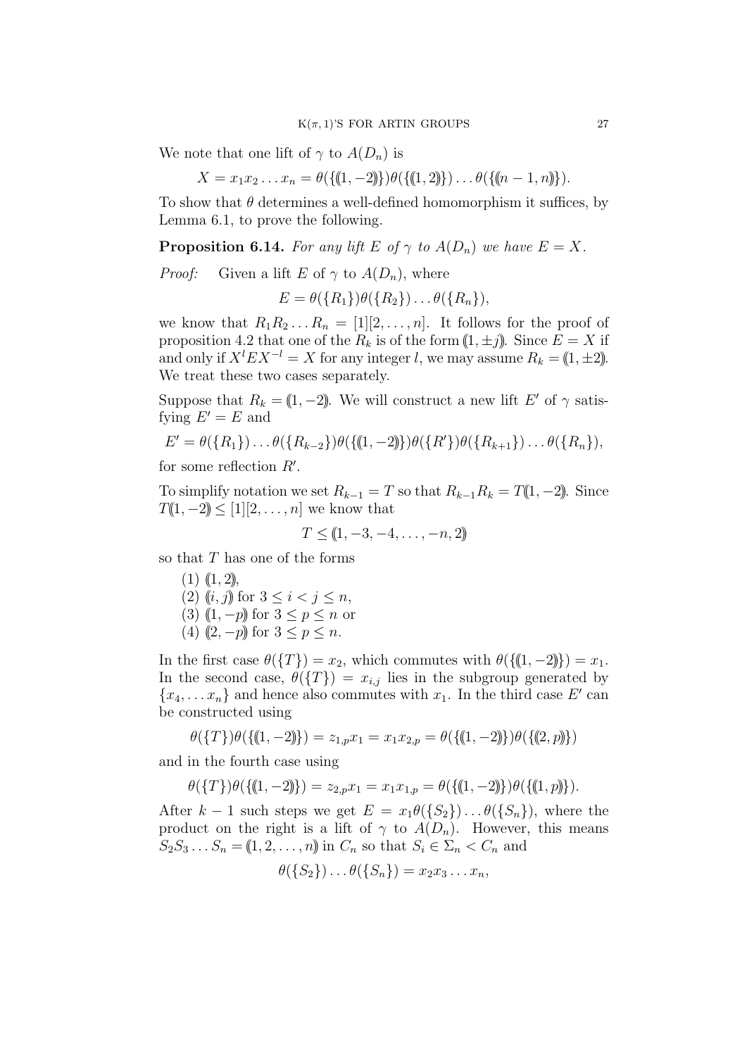We note that one lift of $\gamma$ to $A(D_n)$ is

$$X = x_1x_2 \dots x_n = \theta(\{(\!(1,-2)\!)\})\theta(\{(\!(1,2)\!)\}) \dots \theta(\{(\!(n-1,n)\!)\}).$$

To show that $\theta$ determines a well-defined homomorphism it suffices, by Lemma 6.1, to prove the following.

**Proposition 6.14.** *For any lift $E$ of $\gamma$ to $A(D_n)$ we have $E = X$.*

*Proof:* Given a lift $E$ of $\gamma$ to $A(D_n)$, where

$$E = \theta(\{R_1\})\theta(\{R_2\}) \dots \theta(\{R_n\}),$$

we know that $R_1R_2 \dots R_n = [1][2,\dots,n]$. It follows for the proof of proposition 4.2 that one of the $R_k$ is of the form $(\!(1,\pm j)\!)$. Since $E = X$ if and only if $X^lEX^{-l} = X$ for any integer $l$, we may assume $R_k = (\!(1,\pm 2)\!)$. We treat these two cases separately.

Suppose that $R_k = (\!(1,-2)\!)$. We will construct a new lift $E'$ of $\gamma$ satisfying $E' = E$ and

$$E' = \theta(\{R_1\}) \dots \theta(\{R_{k-2}\})\theta(\{(\!(1,-2)\!)\})\theta(\{R'\})\theta(\{R_{k+1}\}) \dots \theta(\{R_n\}),$$

for some reflection $R'$.

To simplify notation we set $R_{k-1} = T$ so that $R_{k-1}R_k = T(\!(1,-2)\!)$. Since $T(\!(1,-2)\!) \leq [1][2,\dots,n]$ we know that

$$T \leq (\!(1,-3,-4,\dots,-n,2)\!)$$

so that $T$ has one of the forms

(1) $(\!(1,2)\!)$,
(2) $(\!(i,j)\!)$ for $3 \leq i < j \leq n$,
(3) $(\!(1,-p)\!)$ for $3 \leq p \leq n$ or
(4) $(\!(2,-p)\!)$ for $3 \leq p \leq n$.

In the first case $\theta(\{T\}) = x_2$, which commutes with $\theta(\{(\!(1,-2)\!)\}) = x_1$. In the second case, $\theta(\{T\}) = x_{i,j}$ lies in the subgroup generated by $\{x_4, \dots x_n\}$ and hence also commutes with $x_1$. In the third case $E'$ can be constructed using

$$\theta(\{T\})\theta(\{(\!(1,-2)\!)\}) = z_{1,p}x_1 = x_1x_{2,p} = \theta(\{(\!(1,-2)\!)\})\theta(\{(\!(2,p)\!)\})$$

and in the fourth case using

$$\theta(\{T\})\theta(\{(\!(1,-2)\!)\}) = z_{2,p}x_1 = x_1x_{1,p} = \theta(\{(\!(1,-2)\!)\})\theta(\{(\!(1,p)\!)\}).$$

After $k-1$ such steps we get $E = x_1\theta(\{S_2\}) \dots \theta(\{S_n\})$, where the product on the right is a lift of $\gamma$ to $A(D_n)$. However, this means $S_2S_3 \dots S_n = (\!(1,2,\dots,n)\!)$ in $C_n$ so that $S_i \in \Sigma_n < C_n$ and

$$\theta(\{S_2\}) \dots \theta(\{S_n\}) = x_2x_3 \dots x_n,$$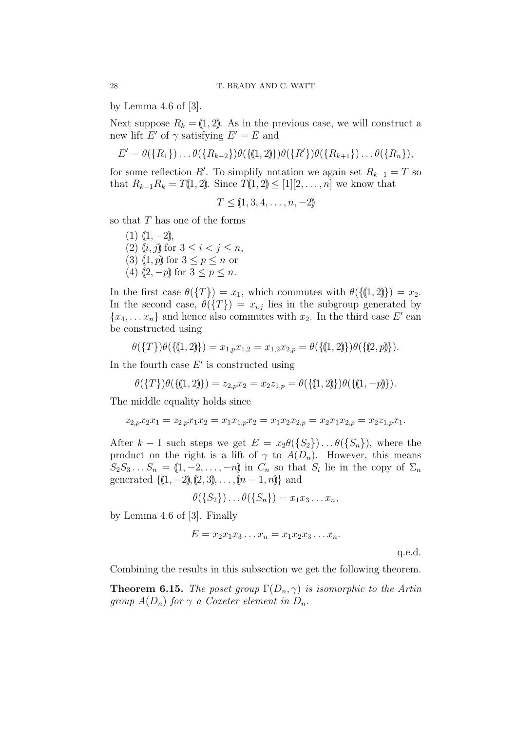by Lemma 4.6 of [3].

Next suppose $R_k = ⟪1, 2⟫$. As in the previous case, we will construct a new lift $E'$ of $\gamma$ satisfying $E' = E$ and

$$E' = \theta(\{R_1\}) \dots \theta(\{R_{k-2}\})\theta(\{⟪1,2⟫\})\theta(\{R'\})\theta(\{R_{k+1}\}) \dots \theta(\{R_n\}),$$

for some reflection $R'$. To simplify notation we again set $R_{k-1} = T$ so that $R_{k-1}R_k = T⟪1,2⟫$. Since $T⟪1,2⟫ \leq [1][2,\dots,n]$ we know that

$$T \leq ⟪1, 3, 4, \dots, n, -2⟫$$

so that $T$ has one of the forms

(1) $⟪1, -2⟫$,
(2) $⟪i, j⟫$ for $3 \leq i < j \leq n$,
(3) $⟪1, p⟫$ for $3 \leq p \leq n$ or
(4) $⟪2, -p⟫$ for $3 \leq p \leq n$.

In the first case $\theta(\{T\}) = x_1$, which commutes with $\theta(\{⟪1,2⟫\}) = x_2$. In the second case, $\theta(\{T\}) = x_{i,j}$ lies in the subgroup generated by $\{x_4, \dots x_n\}$ and hence also commutes with $x_2$. In the third case $E'$ can be constructed using

$$\theta(\{T\})\theta(\{⟪1,2⟫\}) = x_{1,p}x_{1,2} = x_{1,2}x_{2,p} = \theta(\{⟪1,2⟫\})\theta(\{⟪2,p⟫\}).$$

In the fourth case $E'$ is constructed using

$$\theta(\{T\})\theta(\{⟪1,2⟫\}) = z_{2,p}x_2 = x_2 z_{1,p} = \theta(\{⟪1,2⟫\})\theta(\{⟪1,-p⟫\}).$$

The middle equality holds since

$$z_{2,p}x_2x_1 = z_{2,p}x_1x_2 = x_1x_{1,p}x_2 = x_1x_2x_{2,p} = x_2x_1x_{2,p} = x_2z_{1,p}x_1.$$

After $k-1$ such steps we get $E = x_2\theta(\{S_2\}) \dots \theta(\{S_n\})$, where the product on the right is a lift of $\gamma$ to $A(D_n)$. However, this means $S_2S_3 \dots S_n = ⟪1, -2, \dots, -n⟫$ in $C_n$ so that $S_i$ lie in the copy of $\Sigma_n$ generated $\{⟪1,-2⟫, ⟪2,3⟫, \dots, ⟪n-1,n⟫\}$ and

$$\theta(\{S_2\}) \dots \theta(\{S_n\}) = x_1x_3 \dots x_n,$$

by Lemma 4.6 of [3]. Finally

$$E = x_2x_1x_3 \dots x_n = x_1x_2x_3 \dots x_n.$$

q.e.d.

Combining the results in this subsection we get the following theorem.

**Theorem 6.15.** *The poset group $\Gamma(D_n, \gamma)$ is isomorphic to the Artin group $A(D_n)$ for $\gamma$ a Coxeter element in $D_n$.*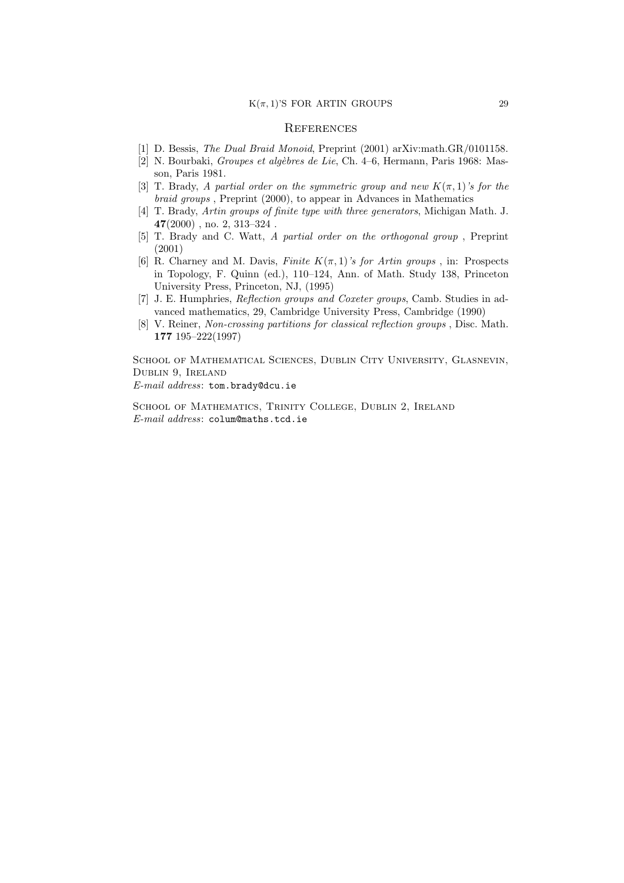## References

[1] D. Bessis, *The Dual Braid Monoid*, Preprint (2001) arXiv:math.GR/0101158.

[2] N. Bourbaki, *Groupes et algèbres de Lie*, Ch. 4–6, Hermann, Paris 1968: Masson, Paris 1981.

[3] T. Brady, *A partial order on the symmetric group and new $K(\pi, 1)$'s for the braid groups* , Preprint (2000), to appear in Advances in Mathematics

[4] T. Brady, *Artin groups of finite type with three generators*, Michigan Math. J. **47**(2000) , no. 2, 313–324 .

[5] T. Brady and C. Watt, *A partial order on the orthogonal group* , Preprint (2001)

[6] R. Charney and M. Davis, *Finite $K(\pi, 1)$'s for Artin groups* , in: Prospects in Topology, F. Quinn (ed.), 110–124, Ann. of Math. Study 138, Princeton University Press, Princeton, NJ, (1995)

[7] J. E. Humphries, *Reflection groups and Coxeter groups*, Camb. Studies in advanced mathematics, 29, Cambridge University Press, Cambridge (1990)

[8] V. Reiner, *Non-crossing partitions for classical reflection groups* , Disc. Math. **177** 195–222(1997)

School of Mathematical Sciences, Dublin City University, Glasnevin, Dublin 9, Ireland

*E-mail address*: tom.brady@dcu.ie

School of Mathematics, Trinity College, Dublin 2, Ireland

*E-mail address*: colum@maths.tcd.ie